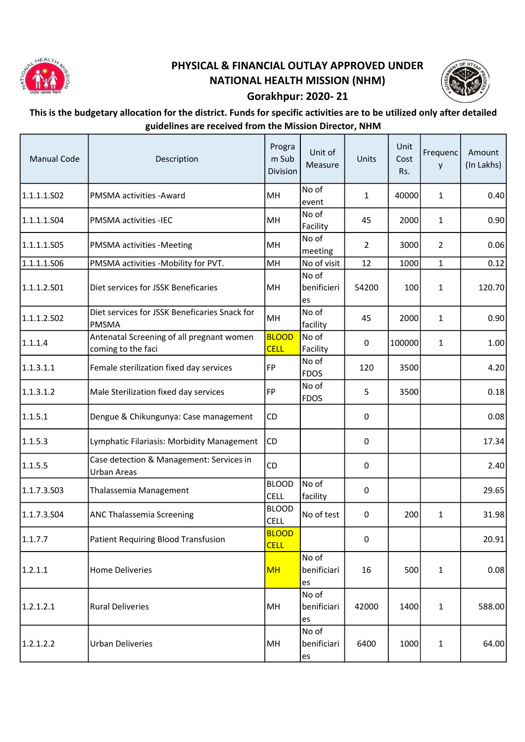# PHYSICAL & FINANCIAL OUTLAY APPROVED UNDER NATIONAL HEALTH MISSION (NHM)

## Gorakhpur: 2020- 21

**This is the budgetary allocation for the district. Funds for specific activities are to be utilized only after detailed guidelines are received from the Mission Director, NHM**

| Manual Code | Description | Program Sub Division | Unit of Measure | Units | Unit Cost Rs. | Frequency | Amount (In Lakhs) |
|---|---|---|---|---|---|---|---|
| 1.1.1.1.S02 | PMSMA activities -Award | MH | No of event | 1 | 40000 | 1 | 0.40 |
| 1.1.1.1.S04 | PMSMA activities -IEC | MH | No of Facility | 45 | 2000 | 1 | 0.90 |
| 1.1.1.1.S05 | PMSMA activities -Meeting | MH | No of meeting | 2 | 3000 | 2 | 0.06 |
| 1.1.1.1.S06 | PMSMA activities -Mobility for PVT. | MH | No of visit | 12 | 1000 | 1 | 0.12 |
| 1.1.1.2.S01 | Diet services for JSSK Beneficaries | MH | No of benificieries | 54200 | 100 | 1 | 120.70 |
| 1.1.1.2.S02 | Diet services for JSSK Beneficaries Snack for PMSMA | MH | No of facility | 45 | 2000 | 1 | 0.90 |
| 1.1.1.4 | Antenatal Screening of all pregnant women coming to the faci | BLOOD CELL | No of Facility | 0 | 100000 | 1 | 1.00 |
| 1.1.3.1.1 | Female sterilization fixed day services | FP | No of FDOS | 120 | 3500 | | 4.20 |
| 1.1.3.1.2 | Male Sterilization fixed day services | FP | No of FDOS | 5 | 3500 | | 0.18 |
| 1.1.5.1 | Dengue & Chikungunya: Case management | CD | | 0 | | | 0.08 |
| 1.1.5.3 | Lymphatic Filariasis: Morbidity Management | CD | | 0 | | | 17.34 |
| 1.1.5.5 | Case detection & Management: Services in Urban Areas | CD | | 0 | | | 2.40 |
| 1.1.7.3.S03 | Thalassemia Management | BLOOD CELL | No of facility | 0 | | | 29.65 |
| 1.1.7.3.S04 | ANC Thalassemia Screening | BLOOD CELL | No of test | 0 | 200 | 1 | 31.98 |
| 1.1.7.7 | Patient Requiring Blood Transfusion | BLOOD CELL | | 0 | | | 20.91 |
| 1.2.1.1 | Home Deliveries | MH | No of benificiaries | 16 | 500 | 1 | 0.08 |
| 1.2.1.2.1 | Rural Deliveries | MH | No of benificiaries | 42000 | 1400 | 1 | 588.00 |
| 1.2.1.2.2 | Urban Deliveries | MH | No of benificiaries | 6400 | 1000 | 1 | 64.00 |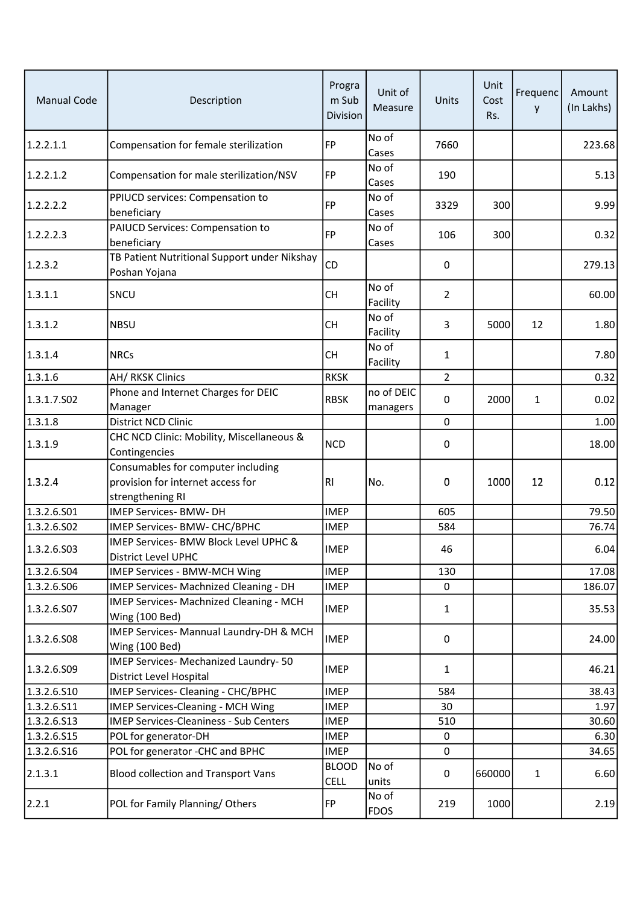| Manual Code | Description | Program Sub Division | Unit of Measure | Units | Unit Cost Rs. | Frequency | Amount (In Lakhs) |
|---|---|---|---|---|---|---|---|
| 1.2.2.1.1 | Compensation for female sterilization | FP | No of Cases | 7660 | | | 223.68 |
| 1.2.2.1.2 | Compensation for male sterilization/NSV | FP | No of Cases | 190 | | | 5.13 |
| 1.2.2.2.2 | PPIUCD services: Compensation to beneficiary | FP | No of Cases | 3329 | 300 | | 9.99 |
| 1.2.2.2.3 | PAIUCD Services: Compensation to beneficiary | FP | No of Cases | 106 | 300 | | 0.32 |
| 1.2.3.2 | TB Patient Nutritional Support under Nikshay Poshan Yojana | CD | | 0 | | | 279.13 |
| 1.3.1.1 | SNCU | CH | No of Facility | 2 | | | 60.00 |
| 1.3.1.2 | NBSU | CH | No of Facility | 3 | 5000 | 12 | 1.80 |
| 1.3.1.4 | NRCs | CH | No of Facility | 1 | | | 7.80 |
| 1.3.1.6 | AH/ RKSK Clinics | RKSK | | 2 | | | 0.32 |
| 1.3.1.7.S02 | Phone and Internet Charges for DEIC Manager | RBSK | no of DEIC managers | 0 | 2000 | 1 | 0.02 |
| 1.3.1.8 | District NCD Clinic | | | 0 | | | 1.00 |
| 1.3.1.9 | CHC NCD Clinic: Mobility, Miscellaneous & Contingencies | NCD | | 0 | | | 18.00 |
| 1.3.2.4 | Consumables for computer including provision for internet access for strengthening RI | RI | No. | 0 | 1000 | 12 | 0.12 |
| 1.3.2.6.S01 | IMEP Services- BMW- DH | IMEP | | 605 | | | 79.50 |
| 1.3.2.6.S02 | IMEP Services- BMW- CHC/BPHC | IMEP | | 584 | | | 76.74 |
| 1.3.2.6.S03 | IMEP Services- BMW Block Level UPHC & District Level UPHC | IMEP | | 46 | | | 6.04 |
| 1.3.2.6.S04 | IMEP Services - BMW-MCH Wing | IMEP | | 130 | | | 17.08 |
| 1.3.2.6.S06 | IMEP Services- Machnized Cleaning - DH | IMEP | | 0 | | | 186.07 |
| 1.3.2.6.S07 | IMEP Services- Machnized Cleaning - MCH Wing (100 Bed) | IMEP | | 1 | | | 35.53 |
| 1.3.2.6.S08 | IMEP Services- Mannual Laundry-DH & MCH Wing (100 Bed) | IMEP | | 0 | | | 24.00 |
| 1.3.2.6.S09 | IMEP Services- Mechanized Laundry- 50 District Level Hospital | IMEP | | 1 | | | 46.21 |
| 1.3.2.6.S10 | IMEP Services- Cleaning - CHC/BPHC | IMEP | | 584 | | | 38.43 |
| 1.3.2.6.S11 | IMEP Services-Cleaning - MCH Wing | IMEP | | 30 | | | 1.97 |
| 1.3.2.6.S13 | IMEP Services-Cleaniness - Sub Centers | IMEP | | 510 | | | 30.60 |
| 1.3.2.6.S15 | POL for generator-DH | IMEP | | 0 | | | 6.30 |
| 1.3.2.6.S16 | POL for generator -CHC and BPHC | IMEP | | 0 | | | 34.65 |
| 2.1.3.1 | Blood collection and Transport Vans | BLOOD CELL | No of units | 0 | 660000 | 1 | 6.60 |
| 2.2.1 | POL for Family Planning/ Others | FP | No of FDOS | 219 | 1000 | | 2.19 |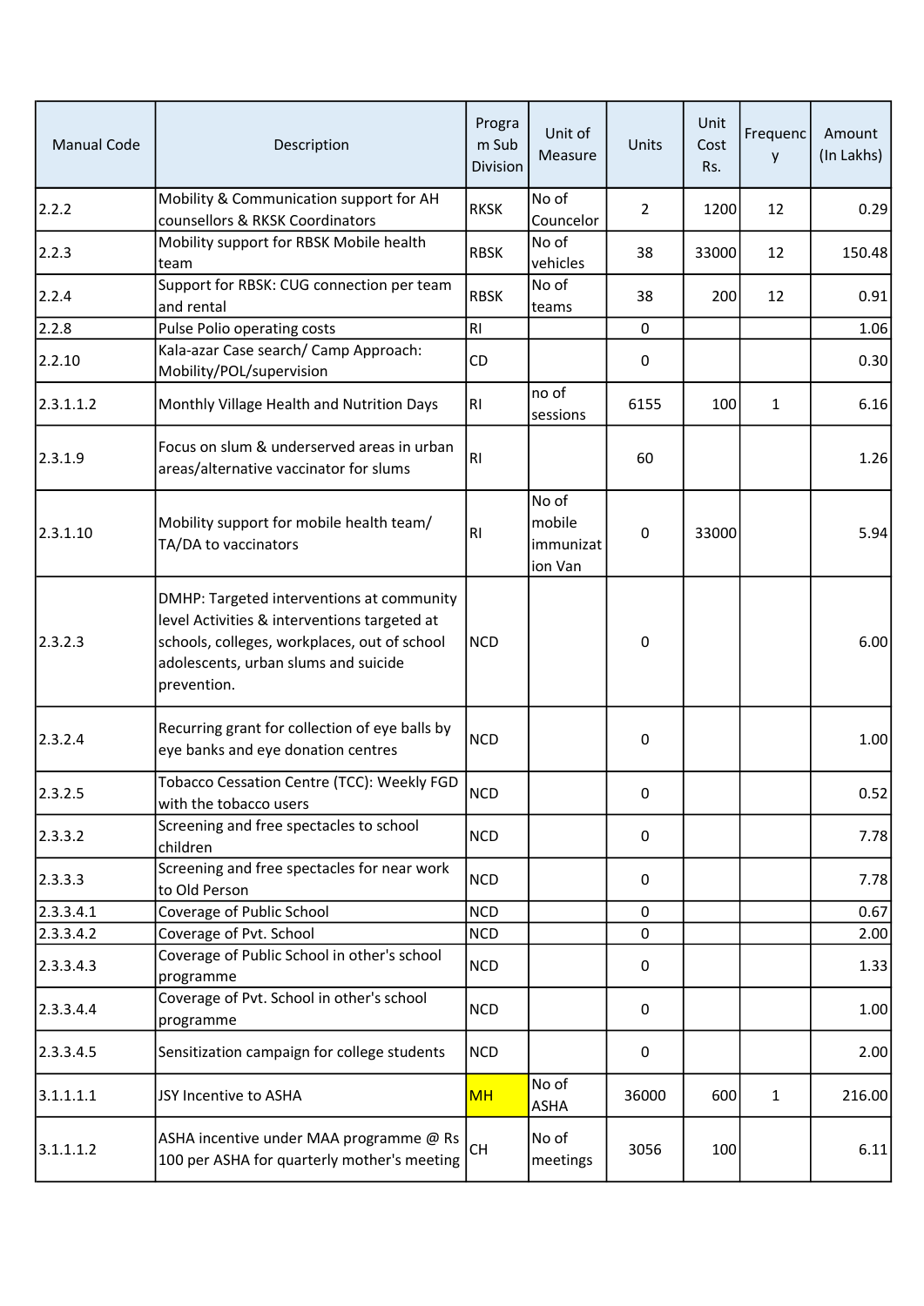| Manual Code | Description | Program Sub Division | Unit of Measure | Units | Unit Cost Rs. | Frequency | Amount (In Lakhs) |
|---|---|---|---|---|---|---|---|
| 2.2.2 | Mobility & Communication support for AH counsellors & RKSK Coordinators | RKSK | No of Councelor | 2 | 1200 | 12 | 0.29 |
| 2.2.3 | Mobility support for RBSK Mobile health team | RBSK | No of vehicles | 38 | 33000 | 12 | 150.48 |
| 2.2.4 | Support for RBSK: CUG connection per team and rental | RBSK | No of teams | 38 | 200 | 12 | 0.91 |
| 2.2.8 | Pulse Polio operating costs | RI | | 0 | | | 1.06 |
| 2.2.10 | Kala-azar Case search/ Camp Approach: Mobility/POL/supervision | CD | | 0 | | | 0.30 |
| 2.3.1.1.2 | Monthly Village Health and Nutrition Days | RI | no of sessions | 6155 | 100 | 1 | 6.16 |
| 2.3.1.9 | Focus on slum & underserved areas in urban areas/alternative vaccinator for slums | RI | | 60 | | | 1.26 |
| 2.3.1.10 | Mobility support for mobile health team/ TA/DA to vaccinators | RI | No of mobile immunization Van | 0 | 33000 | | 5.94 |
| 2.3.2.3 | DMHP: Targeted interventions at community level Activities & interventions targeted at schools, colleges, workplaces, out of school adolescents, urban slums and suicide prevention. | NCD | | 0 | | | 6.00 |
| 2.3.2.4 | Recurring grant for collection of eye balls by eye banks and eye donation centres | NCD | | 0 | | | 1.00 |
| 2.3.2.5 | Tobacco Cessation Centre (TCC): Weekly FGD with the tobacco users | NCD | | 0 | | | 0.52 |
| 2.3.3.2 | Screening and free spectacles to school children | NCD | | 0 | | | 7.78 |
| 2.3.3.3 | Screening and free spectacles for near work to Old Person | NCD | | 0 | | | 7.78 |
| 2.3.3.4.1 | Coverage of Public School | NCD | | 0 | | | 0.67 |
| 2.3.3.4.2 | Coverage of Pvt. School | NCD | | 0 | | | 2.00 |
| 2.3.3.4.3 | Coverage of Public School in other's school programme | NCD | | 0 | | | 1.33 |
| 2.3.3.4.4 | Coverage of Pvt. School in other's school programme | NCD | | 0 | | | 1.00 |
| 2.3.3.4.5 | Sensitization campaign for college students | NCD | | 0 | | | 2.00 |
| 3.1.1.1.1 | JSY Incentive to ASHA | MH | No of ASHA | 36000 | 600 | 1 | 216.00 |
| 3.1.1.1.2 | ASHA incentive under MAA programme @ Rs 100 per ASHA for quarterly mother's meeting | CH | No of meetings | 3056 | 100 | | 6.11 |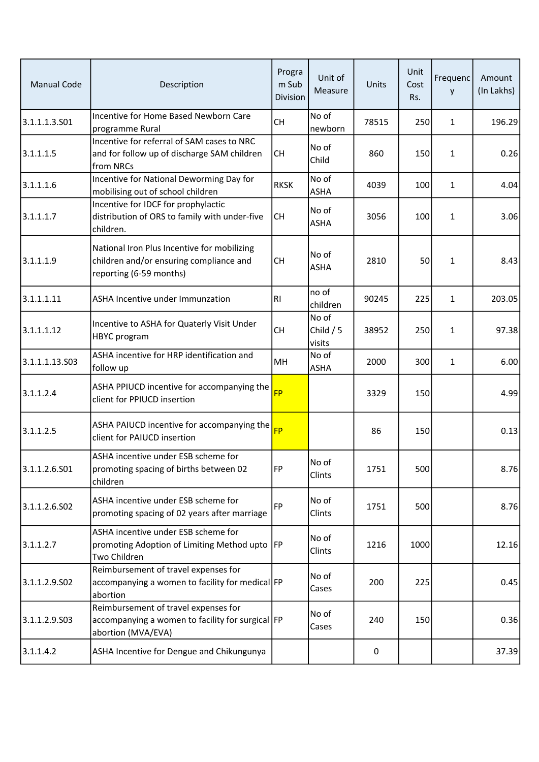| Manual Code | Description | Program Sub Division | Unit of Measure | Units | Unit Cost Rs. | Frequency | Amount (In Lakhs) |
|---|---|---|---|---|---|---|---|
| 3.1.1.1.3.S01 | Incentive for Home Based Newborn Care programme Rural | CH | No of newborn | 78515 | 250 | 1 | 196.29 |
| 3.1.1.1.5 | Incentive for referral of SAM cases to NRC and for follow up of discharge SAM children from NRCs | CH | No of Child | 860 | 150 | 1 | 0.26 |
| 3.1.1.1.6 | Incentive for National Deworming Day for mobilising out of school children | RKSK | No of ASHA | 4039 | 100 | 1 | 4.04 |
| 3.1.1.1.7 | Incentive for IDCF for prophylactic distribution of ORS to family with under-five children. | CH | No of ASHA | 3056 | 100 | 1 | 3.06 |
| 3.1.1.1.9 | National Iron Plus Incentive for mobilizing children and/or ensuring compliance and reporting (6-59 months) | CH | No of ASHA | 2810 | 50 | 1 | 8.43 |
| 3.1.1.1.11 | ASHA Incentive under Immunzation | RI | no of children | 90245 | 225 | 1 | 203.05 |
| 3.1.1.1.12 | Incentive to ASHA for Quaterly Visit Under HBYC program | CH | No of Child / 5 visits | 38952 | 250 | 1 | 97.38 |
| 3.1.1.1.13.S03 | ASHA incentive for HRP identification and follow up | MH | No of ASHA | 2000 | 300 | 1 | 6.00 |
| 3.1.1.2.4 | ASHA PPIUCD incentive for accompanying the client for PPIUCD insertion | FP | | 3329 | 150 | | 4.99 |
| 3.1.1.2.5 | ASHA PAIUCD incentive for accompanying the client for PAIUCD insertion | FP | | 86 | 150 | | 0.13 |
| 3.1.1.2.6.S01 | ASHA incentive under ESB scheme for promoting spacing of births between 02 children | FP | No of Clints | 1751 | 500 | | 8.76 |
| 3.1.1.2.6.S02 | ASHA incentive under ESB scheme for promoting spacing of 02 years after marriage | FP | No of Clints | 1751 | 500 | | 8.76 |
| 3.1.1.2.7 | ASHA incentive under ESB scheme for promoting Adoption of Limiting Method upto Two Children | FP | No of Clints | 1216 | 1000 | | 12.16 |
| 3.1.1.2.9.S02 | Reimbursement of travel expenses for accompanying a women to facility for medical abortion | FP | No of Cases | 200 | 225 | | 0.45 |
| 3.1.1.2.9.S03 | Reimbursement of travel expenses for accompanying a women to facility for surgical abortion (MVA/EVA) | FP | No of Cases | 240 | 150 | | 0.36 |
| 3.1.1.4.2 | ASHA Incentive for Dengue and Chikungunya | | | 0 | | | 37.39 |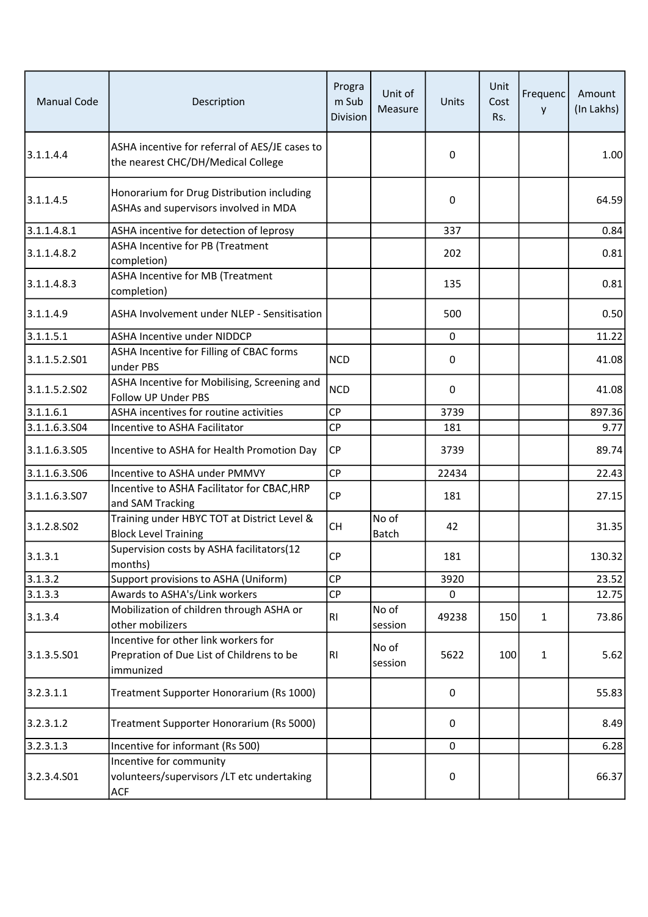| Manual Code | Description | Program Sub Division | Unit of Measure | Units | Unit Cost Rs. | Frequency | Amount (In Lakhs) |
|---|---|---|---|---|---|---|---|
| 3.1.1.4.4 | ASHA incentive for referral of AES/JE cases to the nearest CHC/DH/Medical College | | | 0 | | | 1.00 |
| 3.1.1.4.5 | Honorarium for Drug Distribution including ASHAs and supervisors involved in MDA | | | 0 | | | 64.59 |
| 3.1.1.4.8.1 | ASHA incentive for detection of leprosy | | | 337 | | | 0.84 |
| 3.1.1.4.8.2 | ASHA Incentive for PB (Treatment completion) | | | 202 | | | 0.81 |
| 3.1.1.4.8.3 | ASHA Incentive for MB (Treatment completion) | | | 135 | | | 0.81 |
| 3.1.1.4.9 | ASHA Involvement under NLEP - Sensitisation | | | 500 | | | 0.50 |
| 3.1.1.5.1 | ASHA Incentive under NIDDCP | | | 0 | | | 11.22 |
| 3.1.1.5.2.S01 | ASHA Incentive for Filling of CBAC forms under PBS | NCD | | 0 | | | 41.08 |
| 3.1.1.5.2.S02 | ASHA Incentive for Mobilising, Screening and Follow UP Under PBS | NCD | | 0 | | | 41.08 |
| 3.1.1.6.1 | ASHA incentives for routine activities | CP | | 3739 | | | 897.36 |
| 3.1.1.6.3.S04 | Incentive to ASHA Facilitator | CP | | 181 | | | 9.77 |
| 3.1.1.6.3.S05 | Incentive to ASHA for Health Promotion Day | CP | | 3739 | | | 89.74 |
| 3.1.1.6.3.S06 | Incentive to ASHA under PMMVY | CP | | 22434 | | | 22.43 |
| 3.1.1.6.3.S07 | Incentive to ASHA Facilitator for CBAC,HRP and SAM Tracking | CP | | 181 | | | 27.15 |
| 3.1.2.8.S02 | Training under HBYC TOT at District Level & Block Level Training | CH | No of Batch | 42 | | | 31.35 |
| 3.1.3.1 | Supervision costs by ASHA facilitators(12 months) | CP | | 181 | | | 130.32 |
| 3.1.3.2 | Support provisions to ASHA (Uniform) | CP | | 3920 | | | 23.52 |
| 3.1.3.3 | Awards to ASHA's/Link workers | CP | | 0 | | | 12.75 |
| 3.1.3.4 | Mobilization of children through ASHA or other mobilizers | RI | No of session | 49238 | 150 | 1 | 73.86 |
| 3.1.3.5.S01 | Incentive for other link workers for Prepration of Due List of Childrens to be immunized | RI | No of session | 5622 | 100 | 1 | 5.62 |
| 3.2.3.1.1 | Treatment Supporter Honorarium (Rs 1000) | | | 0 | | | 55.83 |
| 3.2.3.1.2 | Treatment Supporter Honorarium (Rs 5000) | | | 0 | | | 8.49 |
| 3.2.3.1.3 | Incentive for informant (Rs 500) | | | 0 | | | 6.28 |
| 3.2.3.4.S01 | Incentive for community volunteers/supervisors /LT etc undertaking ACF | | | 0 | | | 66.37 |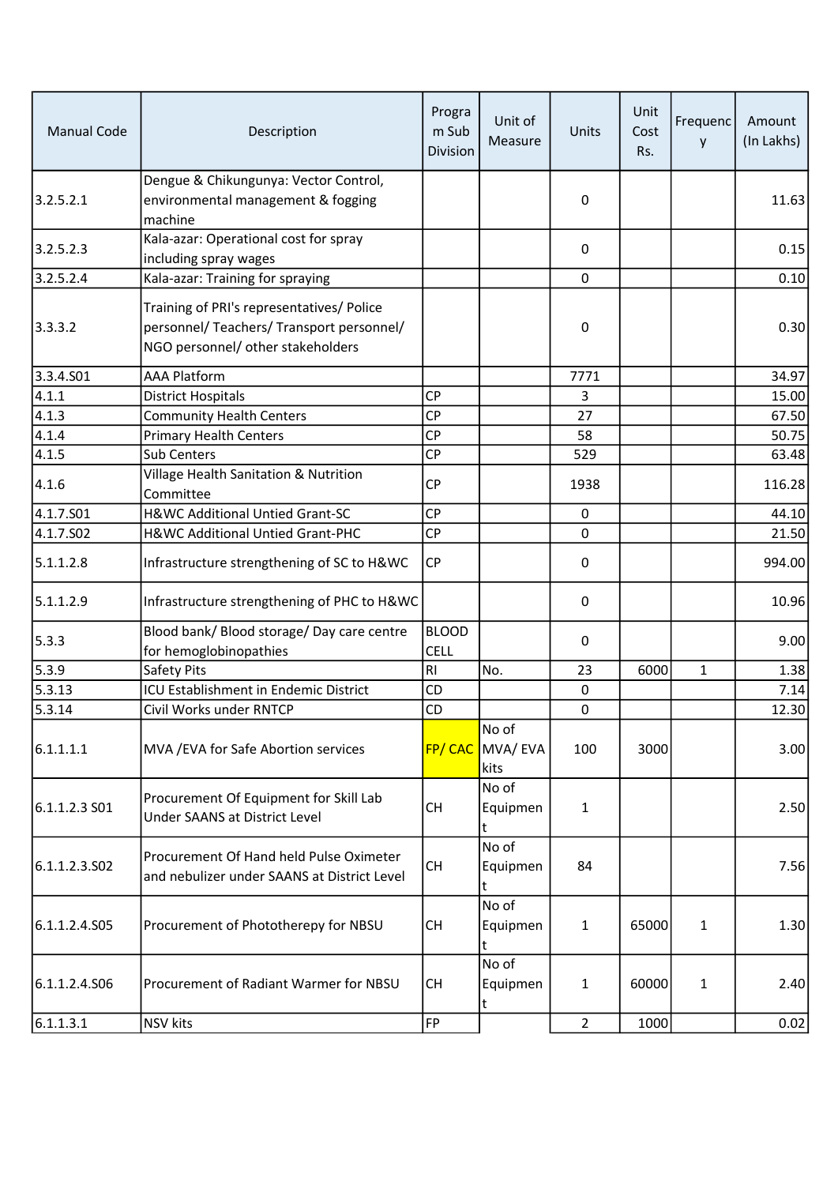| Manual Code | Description | Program Sub Division | Unit of Measure | Units | Unit Cost Rs. | Frequency | Amount (In Lakhs) |
|---|---|---|---|---|---|---|---|
| 3.2.5.2.1 | Dengue & Chikungunya: Vector Control, environmental management & fogging machine | | | 0 | | | 11.63 |
| 3.2.5.2.3 | Kala-azar: Operational cost for spray including spray wages | | | 0 | | | 0.15 |
| 3.2.5.2.4 | Kala-azar: Training for spraying | | | 0 | | | 0.10 |
| 3.3.3.2 | Training of PRI's representatives/ Police personnel/ Teachers/ Transport personnel/ NGO personnel/ other stakeholders | | | 0 | | | 0.30 |
| 3.3.4.S01 | AAA Platform | | | 7771 | | | 34.97 |
| 4.1.1 | District Hospitals | CP | | 3 | | | 15.00 |
| 4.1.3 | Community Health Centers | CP | | 27 | | | 67.50 |
| 4.1.4 | Primary Health Centers | CP | | 58 | | | 50.75 |
| 4.1.5 | Sub Centers | CP | | 529 | | | 63.48 |
| 4.1.6 | Village Health Sanitation & Nutrition Committee | CP | | 1938 | | | 116.28 |
| 4.1.7.S01 | H&WC Additional Untied Grant-SC | CP | | 0 | | | 44.10 |
| 4.1.7.S02 | H&WC Additional Untied Grant-PHC | CP | | 0 | | | 21.50 |
| 5.1.1.2.8 | Infrastructure strengthening of SC to H&WC | CP | | 0 | | | 994.00 |
| 5.1.1.2.9 | Infrastructure strengthening of PHC to H&WC | | | 0 | | | 10.96 |
| 5.3.3 | Blood bank/ Blood storage/ Day care centre for hemoglobinopathies | BLOOD CELL | | 0 | | | 9.00 |
| 5.3.9 | Safety Pits | RI | No. | 23 | 6000 | 1 | 1.38 |
| 5.3.13 | ICU Establishment in Endemic District | CD | | 0 | | | 7.14 |
| 5.3.14 | Civil Works under RNTCP | CD | | 0 | | | 12.30 |
| 6.1.1.1.1 | MVA /EVA for Safe Abortion services | FP/ CAC | No of MVA/ EVA kits | 100 | 3000 | | 3.00 |
| 6.1.1.2.3 S01 | Procurement Of Equipment for Skill Lab Under SAANS at District Level | CH | No of Equipment | 1 | | | 2.50 |
| 6.1.1.2.3.S02 | Procurement Of Hand held Pulse Oximeter and nebulizer under SAANS at District Level | CH | No of Equipment | 84 | | | 7.56 |
| 6.1.1.2.4.S05 | Procurement of Phototherepy for NBSU | CH | No of Equipment | 1 | 65000 | 1 | 1.30 |
| 6.1.1.2.4.S06 | Procurement of Radiant Warmer for NBSU | CH | No of Equipment | 1 | 60000 | 1 | 2.40 |
| 6.1.1.3.1 | NSV kits | FP | | 2 | 1000 | | 0.02 |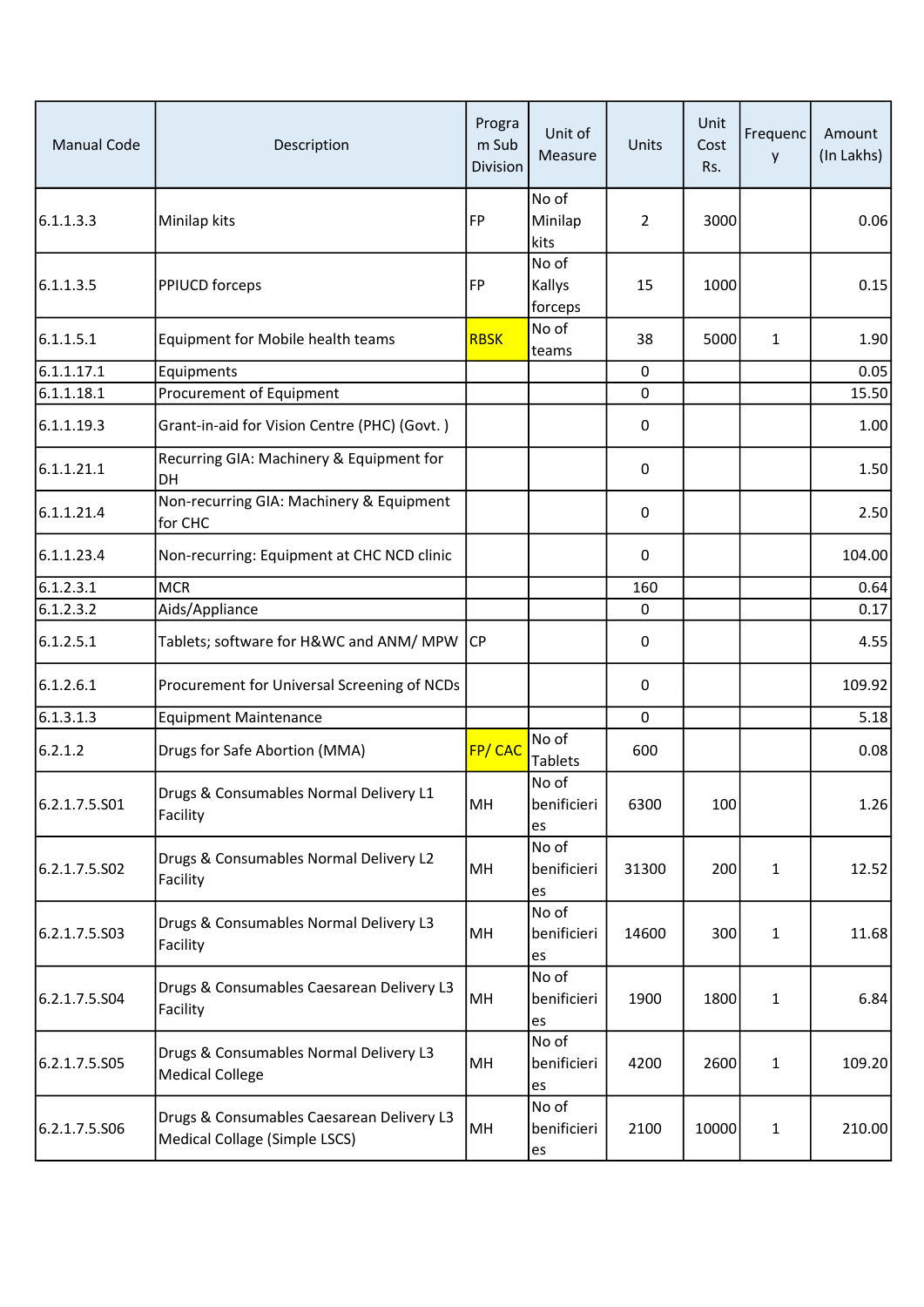| Manual Code | Description | Program Sub Division | Unit of Measure | Units | Unit Cost Rs. | Frequency | Amount (In Lakhs) |
|---|---|---|---|---|---|---|---|
| 6.1.1.3.3 | Minilap kits | FP | No of Minilap kits | 2 | 3000 | | 0.06 |
| 6.1.1.3.5 | PPIUCD forceps | FP | No of Kallys forceps | 15 | 1000 | | 0.15 |
| 6.1.1.5.1 | Equipment for Mobile health teams | RBSK | No of teams | 38 | 5000 | 1 | 1.90 |
| 6.1.1.17.1 | Equipments | | | 0 | | | 0.05 |
| 6.1.1.18.1 | Procurement of Equipment | | | 0 | | | 15.50 |
| 6.1.1.19.3 | Grant-in-aid for Vision Centre (PHC) (Govt. ) | | | 0 | | | 1.00 |
| 6.1.1.21.1 | Recurring GIA: Machinery & Equipment for DH | | | 0 | | | 1.50 |
| 6.1.1.21.4 | Non-recurring GIA: Machinery & Equipment for CHC | | | 0 | | | 2.50 |
| 6.1.1.23.4 | Non-recurring: Equipment at CHC NCD clinic | | | 0 | | | 104.00 |
| 6.1.2.3.1 | MCR | | | 160 | | | 0.64 |
| 6.1.2.3.2 | Aids/Appliance | | | 0 | | | 0.17 |
| 6.1.2.5.1 | Tablets; software for H&WC and ANM/ MPW | CP | | 0 | | | 4.55 |
| 6.1.2.6.1 | Procurement for Universal Screening of NCDs | | | 0 | | | 109.92 |
| 6.1.3.1.3 | Equipment Maintenance | | | 0 | | | 5.18 |
| 6.2.1.2 | Drugs for Safe Abortion (MMA) | FP/ CAC | No of Tablets | 600 | | | 0.08 |
| 6.2.1.7.5.S01 | Drugs & Consumables Normal Delivery L1 Facility | MH | No of benificieries | 6300 | 100 | | 1.26 |
| 6.2.1.7.5.S02 | Drugs & Consumables Normal Delivery L2 Facility | MH | No of benificieries | 31300 | 200 | 1 | 12.52 |
| 6.2.1.7.5.S03 | Drugs & Consumables Normal Delivery L3 Facility | MH | No of benificieries | 14600 | 300 | 1 | 11.68 |
| 6.2.1.7.5.S04 | Drugs & Consumables Caesarean Delivery L3 Facility | MH | No of benificieries | 1900 | 1800 | 1 | 6.84 |
| 6.2.1.7.5.S05 | Drugs & Consumables Normal Delivery L3 Medical College | MH | No of benificieries | 4200 | 2600 | 1 | 109.20 |
| 6.2.1.7.5.S06 | Drugs & Consumables Caesarean Delivery L3 Medical Collage (Simple LSCS) | MH | No of benificieries | 2100 | 10000 | 1 | 210.00 |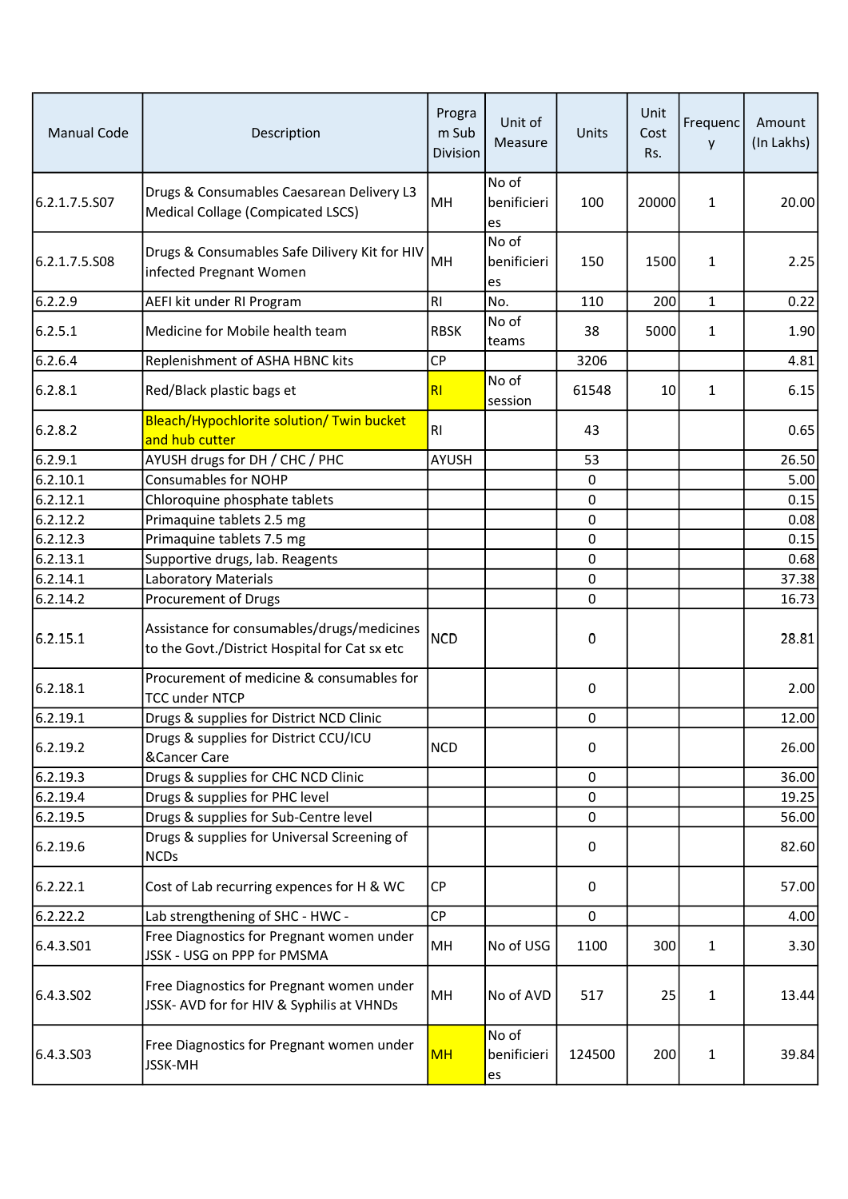| Manual Code | Description | Program Sub Division | Unit of Measure | Units | Unit Cost Rs. | Frequency | Amount (In Lakhs) |
|---|---|---|---|---|---|---|---|
| 6.2.1.7.5.S07 | Drugs & Consumables Caesarean Delivery L3 Medical Collage (Compicated LSCS) | MH | No of benificieries | 100 | 20000 | 1 | 20.00 |
| 6.2.1.7.5.S08 | Drugs & Consumables Safe Dilivery Kit for HIV infected Pregnant Women | MH | No of benificieries | 150 | 1500 | 1 | 2.25 |
| 6.2.2.9 | AEFI kit under RI Program | RI | No. | 110 | 200 | 1 | 0.22 |
| 6.2.5.1 | Medicine for Mobile health team | RBSK | No of teams | 38 | 5000 | 1 | 1.90 |
| 6.2.6.4 | Replenishment of ASHA HBNC kits | CP | | 3206 | | | 4.81 |
| 6.2.8.1 | Red/Black plastic bags et | RI | No of session | 61548 | 10 | 1 | 6.15 |
| 6.2.8.2 | Bleach/Hypochlorite solution/ Twin bucket and hub cutter | RI | | 43 | | | 0.65 |
| 6.2.9.1 | AYUSH drugs for DH / CHC / PHC | AYUSH | | 53 | | | 26.50 |
| 6.2.10.1 | Consumables for NOHP | | | 0 | | | 5.00 |
| 6.2.12.1 | Chloroquine phosphate tablets | | | 0 | | | 0.15 |
| 6.2.12.2 | Primaquine tablets 2.5 mg | | | 0 | | | 0.08 |
| 6.2.12.3 | Primaquine tablets 7.5 mg | | | 0 | | | 0.15 |
| 6.2.13.1 | Supportive drugs, lab. Reagents | | | 0 | | | 0.68 |
| 6.2.14.1 | Laboratory Materials | | | 0 | | | 37.38 |
| 6.2.14.2 | Procurement of Drugs | | | 0 | | | 16.73 |
| 6.2.15.1 | Assistance for consumables/drugs/medicines to the Govt./District Hospital for Cat sx etc | NCD | | 0 | | | 28.81 |
| 6.2.18.1 | Procurement of medicine & consumables for TCC under NTCP | | | 0 | | | 2.00 |
| 6.2.19.1 | Drugs & supplies for District NCD Clinic | | | 0 | | | 12.00 |
| 6.2.19.2 | Drugs & supplies for District CCU/ICU &Cancer Care | NCD | | 0 | | | 26.00 |
| 6.2.19.3 | Drugs & supplies for CHC NCD Clinic | | | 0 | | | 36.00 |
| 6.2.19.4 | Drugs & supplies for PHC level | | | 0 | | | 19.25 |
| 6.2.19.5 | Drugs & supplies for Sub-Centre level | | | 0 | | | 56.00 |
| 6.2.19.6 | Drugs & supplies for Universal Screening of NCDs | | | 0 | | | 82.60 |
| 6.2.22.1 | Cost of Lab recurring expences for H & WC | CP | | 0 | | | 57.00 |
| 6.2.22.2 | Lab strengthening of SHC - HWC - | CP | | 0 | | | 4.00 |
| 6.4.3.S01 | Free Diagnostics for Pregnant women under JSSK - USG on PPP for PMSMA | MH | No of USG | 1100 | 300 | 1 | 3.30 |
| 6.4.3.S02 | Free Diagnostics for Pregnant women under JSSK- AVD for for HIV & Syphilis at VHNDs | MH | No of AVD | 517 | 25 | 1 | 13.44 |
| 6.4.3.S03 | Free Diagnostics for Pregnant women under JSSK-MH | MH | No of benificieries | 124500 | 200 | 1 | 39.84 |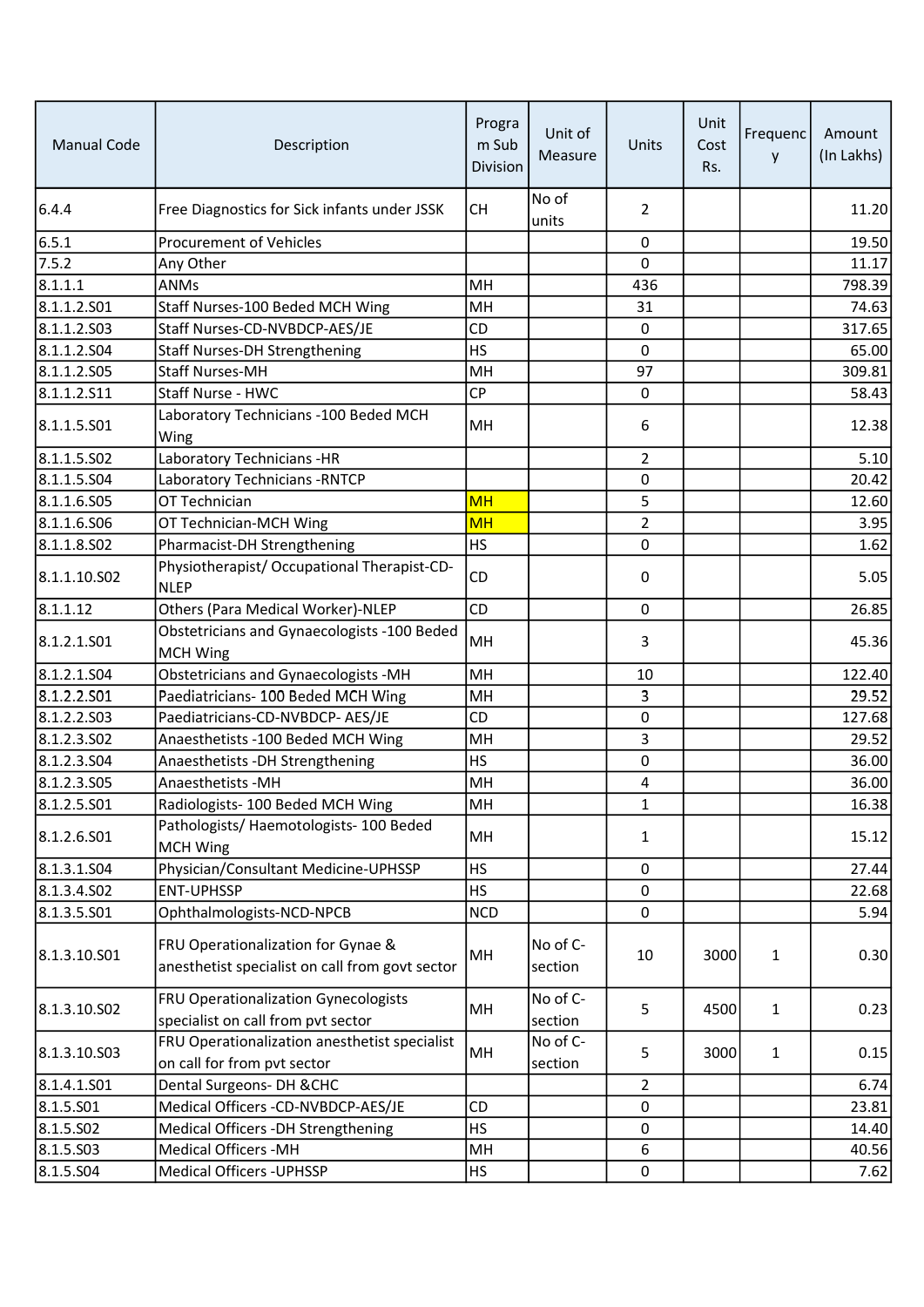| Manual Code | Description | Program Sub Division | Unit of Measure | Units | Unit Cost Rs. | Frequency | Amount (In Lakhs) |
|---|---|---|---|---|---|---|---|
| 6.4.4 | Free Diagnostics for Sick infants under JSSK | CH | No of units | 2 | | | 11.20 |
| 6.5.1 | Procurement of Vehicles | | | 0 | | | 19.50 |
| 7.5.2 | Any Other | | | 0 | | | 11.17 |
| 8.1.1.1 | ANMs | MH | | 436 | | | 798.39 |
| 8.1.1.2.S01 | Staff Nurses-100 Beded MCH Wing | MH | | 31 | | | 74.63 |
| 8.1.1.2.S03 | Staff Nurses-CD-NVBDCP-AES/JE | CD | | 0 | | | 317.65 |
| 8.1.1.2.S04 | Staff Nurses-DH Strengthening | HS | | 0 | | | 65.00 |
| 8.1.1.2.S05 | Staff Nurses-MH | MH | | 97 | | | 309.81 |
| 8.1.1.2.S11 | Staff Nurse - HWC | CP | | 0 | | | 58.43 |
| 8.1.1.5.S01 | Laboratory Technicians -100 Beded MCH Wing | MH | | 6 | | | 12.38 |
| 8.1.1.5.S02 | Laboratory Technicians -HR | | | 2 | | | 5.10 |
| 8.1.1.5.S04 | Laboratory Technicians -RNTCP | | | 0 | | | 20.42 |
| 8.1.1.6.S05 | OT Technician | MH | | 5 | | | 12.60 |
| 8.1.1.6.S06 | OT Technician-MCH Wing | MH | | 2 | | | 3.95 |
| 8.1.1.8.S02 | Pharmacist-DH Strengthening | HS | | 0 | | | 1.62 |
| 8.1.1.10.S02 | Physiotherapist/ Occupational Therapist-CD-NLEP | CD | | 0 | | | 5.05 |
| 8.1.1.12 | Others (Para Medical Worker)-NLEP | CD | | 0 | | | 26.85 |
| 8.1.2.1.S01 | Obstetricians and Gynaecologists -100 Beded MCH Wing | MH | | 3 | | | 45.36 |
| 8.1.2.1.S04 | Obstetricians and Gynaecologists -MH | MH | | 10 | | | 122.40 |
| 8.1.2.2.S01 | Paediatricians- 100 Beded MCH Wing | MH | | 3 | | | 29.52 |
| 8.1.2.2.S03 | Paediatricians-CD-NVBDCP- AES/JE | CD | | 0 | | | 127.68 |
| 8.1.2.3.S02 | Anaesthetists -100 Beded MCH Wing | MH | | 3 | | | 29.52 |
| 8.1.2.3.S04 | Anaesthetists -DH Strengthening | HS | | 0 | | | 36.00 |
| 8.1.2.3.S05 | Anaesthetists -MH | MH | | 4 | | | 36.00 |
| 8.1.2.5.S01 | Radiologists- 100 Beded MCH Wing | MH | | 1 | | | 16.38 |
| 8.1.2.6.S01 | Pathologists/ Haemotologists- 100 Beded MCH Wing | MH | | 1 | | | 15.12 |
| 8.1.3.1.S04 | Physician/Consultant Medicine-UPHSSP | HS | | 0 | | | 27.44 |
| 8.1.3.4.S02 | ENT-UPHSSP | HS | | 0 | | | 22.68 |
| 8.1.3.5.S01 | Ophthalmologists-NCD-NPCB | NCD | | 0 | | | 5.94 |
| 8.1.3.10.S01 | FRU Operationalization for Gynae & anesthetist specialist on call from govt sector | MH | No of C-section | 10 | 3000 | 1 | 0.30 |
| 8.1.3.10.S02 | FRU Operationalization Gynecologists specialist on call from pvt sector | MH | No of C-section | 5 | 4500 | 1 | 0.23 |
| 8.1.3.10.S03 | FRU Operationalization anesthetist specialist on call for from pvt sector | MH | No of C-section | 5 | 3000 | 1 | 0.15 |
| 8.1.4.1.S01 | Dental Surgeons- DH &CHC | | | 2 | | | 6.74 |
| 8.1.5.S01 | Medical Officers -CD-NVBDCP-AES/JE | CD | | 0 | | | 23.81 |
| 8.1.5.S02 | Medical Officers -DH Strengthening | HS | | 0 | | | 14.40 |
| 8.1.5.S03 | Medical Officers -MH | MH | | 6 | | | 40.56 |
| 8.1.5.S04 | Medical Officers -UPHSSP | HS | | 0 | | | 7.62 |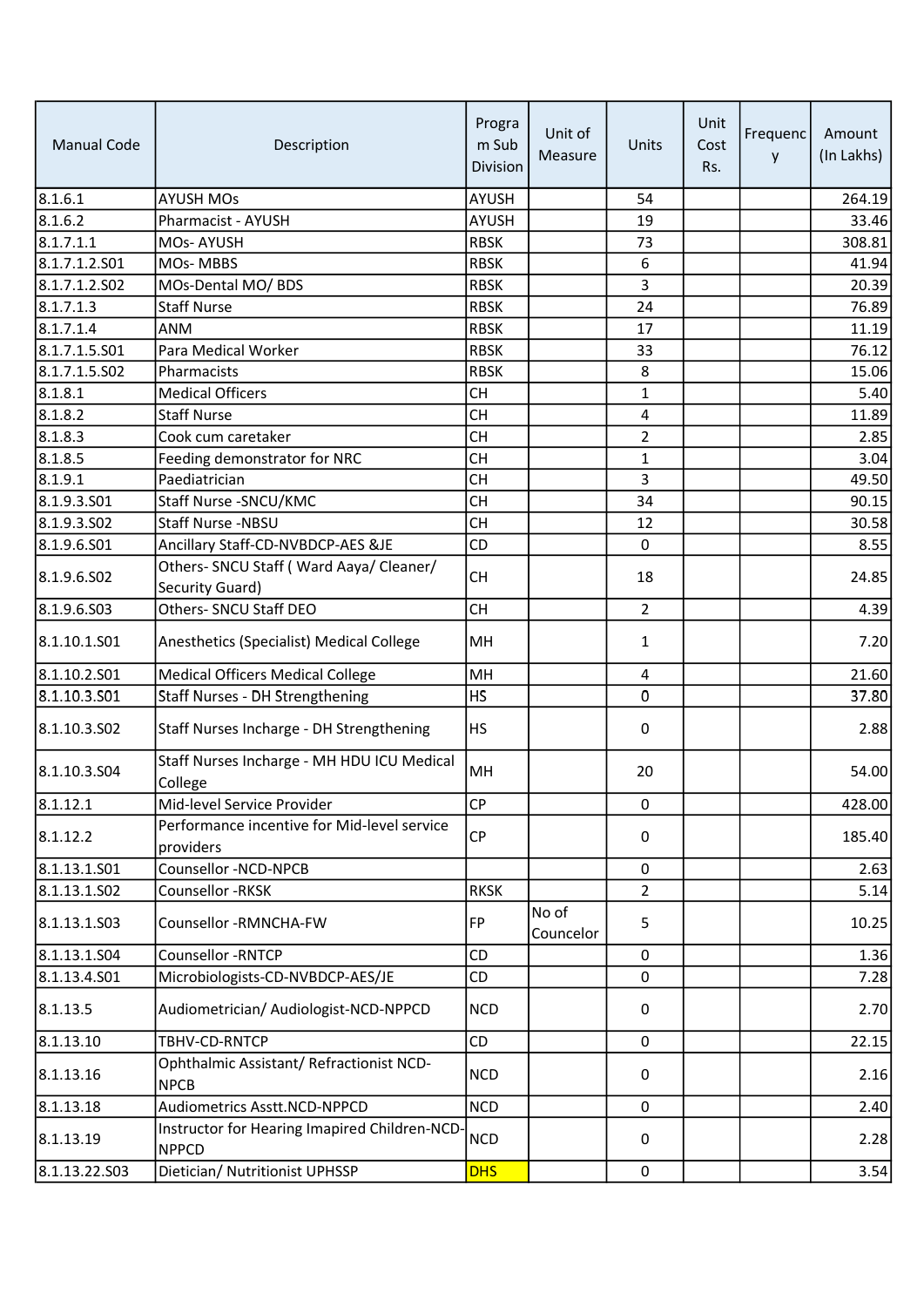| Manual Code | Description | Program Sub Division | Unit of Measure | Units | Unit Cost Rs. | Frequency | Amount (In Lakhs) |
|---|---|---|---|---|---|---|---|
| 8.1.6.1 | AYUSH MOs | AYUSH | | 54 | | | 264.19 |
| 8.1.6.2 | Pharmacist - AYUSH | AYUSH | | 19 | | | 33.46 |
| 8.1.7.1.1 | MOs- AYUSH | RBSK | | 73 | | | 308.81 |
| 8.1.7.1.2.S01 | MOs- MBBS | RBSK | | 6 | | | 41.94 |
| 8.1.7.1.2.S02 | MOs-Dental MO/ BDS | RBSK | | 3 | | | 20.39 |
| 8.1.7.1.3 | Staff Nurse | RBSK | | 24 | | | 76.89 |
| 8.1.7.1.4 | ANM | RBSK | | 17 | | | 11.19 |
| 8.1.7.1.5.S01 | Para Medical Worker | RBSK | | 33 | | | 76.12 |
| 8.1.7.1.5.S02 | Pharmacists | RBSK | | 8 | | | 15.06 |
| 8.1.8.1 | Medical Officers | CH | | 1 | | | 5.40 |
| 8.1.8.2 | Staff Nurse | CH | | 4 | | | 11.89 |
| 8.1.8.3 | Cook cum caretaker | CH | | 2 | | | 2.85 |
| 8.1.8.5 | Feeding demonstrator for NRC | CH | | 1 | | | 3.04 |
| 8.1.9.1 | Paediatrician | CH | | 3 | | | 49.50 |
| 8.1.9.3.S01 | Staff Nurse -SNCU/KMC | CH | | 34 | | | 90.15 |
| 8.1.9.3.S02 | Staff Nurse -NBSU | CH | | 12 | | | 30.58 |
| 8.1.9.6.S01 | Ancillary Staff-CD-NVBDCP-AES &JE | CD | | 0 | | | 8.55 |
| 8.1.9.6.S02 | Others- SNCU Staff ( Ward Aaya/ Cleaner/ Security Guard) | CH | | 18 | | | 24.85 |
| 8.1.9.6.S03 | Others- SNCU Staff DEO | CH | | 2 | | | 4.39 |
| 8.1.10.1.S01 | Anesthetics (Specialist) Medical College | MH | | 1 | | | 7.20 |
| 8.1.10.2.S01 | Medical Officers Medical College | MH | | 4 | | | 21.60 |
| 8.1.10.3.S01 | Staff Nurses - DH Strengthening | HS | | 0 | | | 37.80 |
| 8.1.10.3.S02 | Staff Nurses Incharge - DH Strengthening | HS | | 0 | | | 2.88 |
| 8.1.10.3.S04 | Staff Nurses Incharge - MH HDU ICU Medical College | MH | | 20 | | | 54.00 |
| 8.1.12.1 | Mid-level Service Provider | CP | | 0 | | | 428.00 |
| 8.1.12.2 | Performance incentive for Mid-level service providers | CP | | 0 | | | 185.40 |
| 8.1.13.1.S01 | Counsellor -NCD-NPCB | | | 0 | | | 2.63 |
| 8.1.13.1.S02 | Counsellor -RKSK | RKSK | | 2 | | | 5.14 |
| 8.1.13.1.S03 | Counsellor -RMNCHA-FW | FP | No of Councelor | 5 | | | 10.25 |
| 8.1.13.1.S04 | Counsellor -RNTCP | CD | | 0 | | | 1.36 |
| 8.1.13.4.S01 | Microbiologists-CD-NVBDCP-AES/JE | CD | | 0 | | | 7.28 |
| 8.1.13.5 | Audiometrician/ Audiologist-NCD-NPPCD | NCD | | 0 | | | 2.70 |
| 8.1.13.10 | TBHV-CD-RNTCP | CD | | 0 | | | 22.15 |
| 8.1.13.16 | Ophthalmic Assistant/ Refractionist NCD-NPCB | NCD | | 0 | | | 2.16 |
| 8.1.13.18 | Audiometrics Asstt.NCD-NPPCD | NCD | | 0 | | | 2.40 |
| 8.1.13.19 | Instructor for Hearing Imapired Children-NCD-NPPCD | NCD | | 0 | | | 2.28 |
| 8.1.13.22.S03 | Dietician/ Nutritionist UPHSSP | DHS | | 0 | | | 3.54 |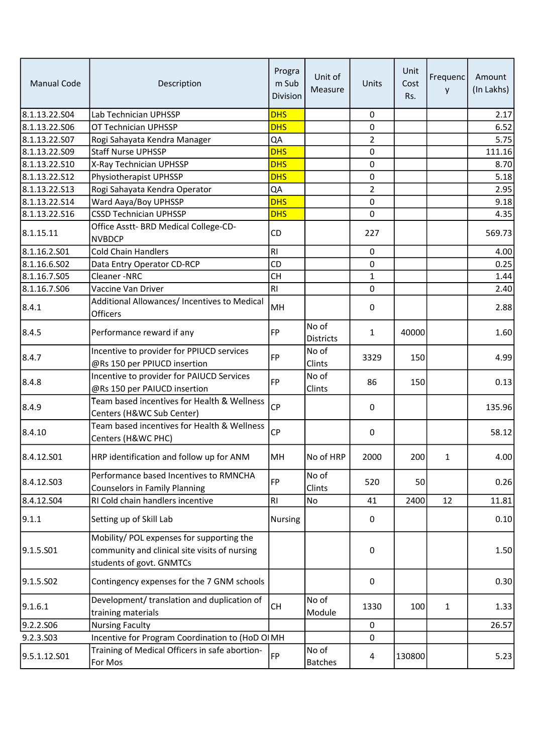| Manual Code | Description | Program Sub Division | Unit of Measure | Units | Unit Cost Rs. | Frequency | Amount (In Lakhs) |
|---|---|---|---|---|---|---|---|
| 8.1.13.22.S04 | Lab Technician UPHSSP | DHS | | 0 | | | 2.17 |
| 8.1.13.22.S06 | OT Technician UPHSSP | DHS | | 0 | | | 6.52 |
| 8.1.13.22.S07 | Rogi Sahayata Kendra Manager | QA | | 2 | | | 5.75 |
| 8.1.13.22.S09 | Staff Nurse UPHSSP | DHS | | 0 | | | 111.16 |
| 8.1.13.22.S10 | X-Ray Technician UPHSSP | DHS | | 0 | | | 8.70 |
| 8.1.13.22.S12 | Physiotherapist UPHSSP | DHS | | 0 | | | 5.18 |
| 8.1.13.22.S13 | Rogi Sahayata Kendra Operator | QA | | 2 | | | 2.95 |
| 8.1.13.22.S14 | Ward Aaya/Boy UPHSSP | DHS | | 0 | | | 9.18 |
| 8.1.13.22.S16 | CSSD Technician UPHSSP | DHS | | 0 | | | 4.35 |
| 8.1.15.11 | Office Asstt- BRD Medical College-CD-NVBDCP | CD | | 227 | | | 569.73 |
| 8.1.16.2.S01 | Cold Chain Handlers | RI | | 0 | | | 4.00 |
| 8.1.16.6.S02 | Data Entry Operator CD-RCP | CD | | 0 | | | 0.25 |
| 8.1.16.7.S05 | Cleaner -NRC | CH | | 1 | | | 1.44 |
| 8.1.16.7.S06 | Vaccine Van Driver | RI | | 0 | | | 2.40 |
| 8.4.1 | Additional Allowances/ Incentives to Medical Officers | MH | | 0 | | | 2.88 |
| 8.4.5 | Performance reward if any | FP | No of Districts | 1 | 40000 | | 1.60 |
| 8.4.7 | Incentive to provider for PPIUCD services @Rs 150 per PPIUCD insertion | FP | No of Clints | 3329 | 150 | | 4.99 |
| 8.4.8 | Incentive to provider for PAIUCD Services @Rs 150 per PAIUCD insertion | FP | No of Clints | 86 | 150 | | 0.13 |
| 8.4.9 | Team based incentives for Health & Wellness Centers (H&WC Sub Center) | CP | | 0 | | | 135.96 |
| 8.4.10 | Team based incentives for Health & Wellness Centers (H&WC PHC) | CP | | 0 | | | 58.12 |
| 8.4.12.S01 | HRP identification and follow up for ANM | MH | No of HRP | 2000 | 200 | 1 | 4.00 |
| 8.4.12.S03 | Performance based Incentives to RMNCHA Counselors in Family Planning | FP | No of Clints | 520 | 50 | | 0.26 |
| 8.4.12.S04 | RI Cold chain handlers incentive | RI | No | 41 | 2400 | 12 | 11.81 |
| 9.1.1 | Setting up of Skill Lab | Nursing | | 0 | | | 0.10 |
| 9.1.5.S01 | Mobility/ POL expenses for supporting the community and clinical site visits of nursing students of govt. GNMTCs | | | 0 | | | 1.50 |
| 9.1.5.S02 | Contingency expenses for the 7 GNM schools | | | 0 | | | 0.30 |
| 9.1.6.1 | Development/ translation and duplication of training materials | CH | No of Module | 1330 | 100 | 1 | 1.33 |
| 9.2.2.S06 | Nursing Faculty | | | 0 | | | 26.57 |
| 9.2.3.S03 | Incentive for Program Coordination to (HoD OI | MH | | 0 | | | |
| 9.5.1.12.S01 | Training of Medical Officers in safe abortion-For Mos | FP | No of Batches | 4 | 130800 | | 5.23 |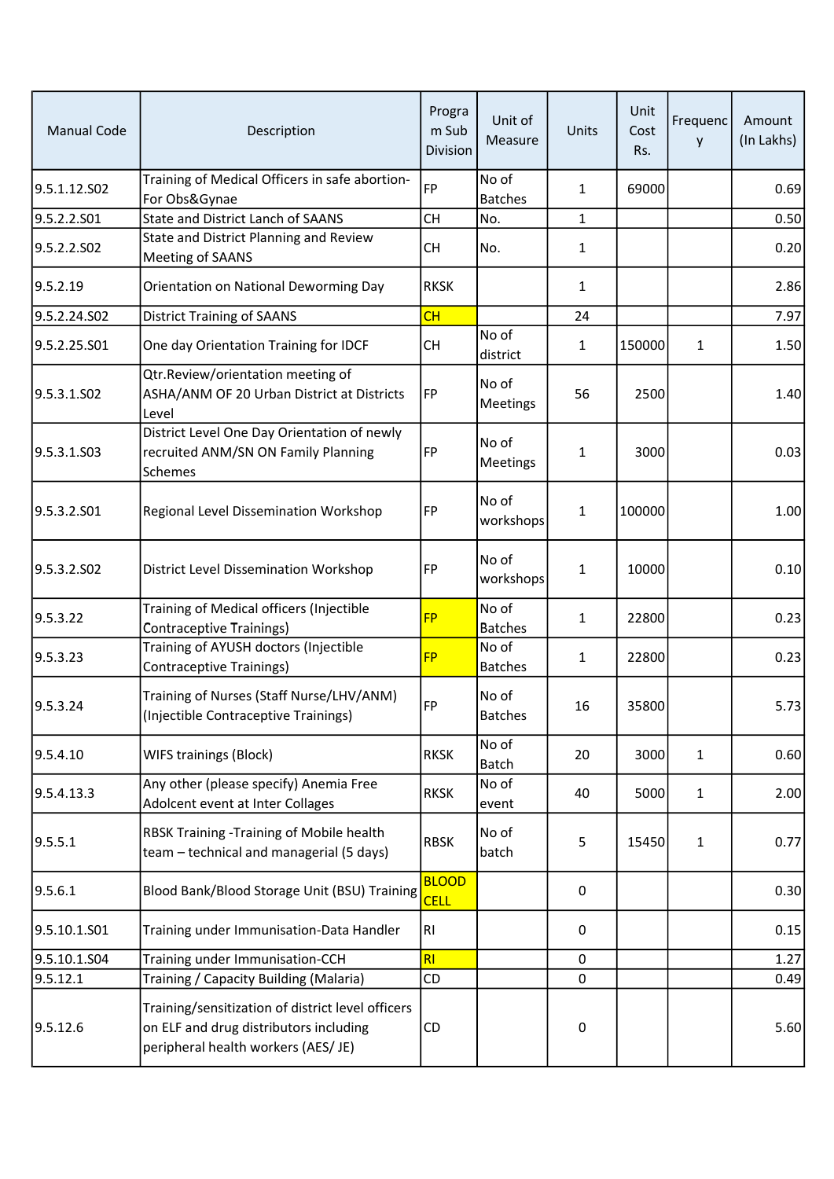| Manual Code | Description | Program Sub Division | Unit of Measure | Units | Unit Cost Rs. | Frequency | Amount (In Lakhs) |
|---|---|---|---|---|---|---|---|
| 9.5.1.12.S02 | Training of Medical Officers in safe abortion- For Obs&Gynae | FP | No of Batches | 1 | 69000 | | 0.69 |
| 9.5.2.2.S01 | State and District Lanch of SAANS | CH | No. | 1 | | | 0.50 |
| 9.5.2.2.S02 | State and District Planning and Review Meeting of SAANS | CH | No. | 1 | | | 0.20 |
| 9.5.2.19 | Orientation on National Deworming Day | RKSK | | 1 | | | 2.86 |
| 9.5.2.24.S02 | District Training of SAANS | CH | | 24 | | | 7.97 |
| 9.5.2.25.S01 | One day Orientation Training for IDCF | CH | No of district | 1 | 150000 | 1 | 1.50 |
| 9.5.3.1.S02 | Qtr.Review/orientation meeting of ASHA/ANM OF 20 Urban District at Districts Level | FP | No of Meetings | 56 | 2500 | | 1.40 |
| 9.5.3.1.S03 | District Level One Day Orientation of newly recruited ANM/SN ON Family Planning Schemes | FP | No of Meetings | 1 | 3000 | | 0.03 |
| 9.5.3.2.S01 | Regional Level Dissemination Workshop | FP | No of workshops | 1 | 100000 | | 1.00 |
| 9.5.3.2.S02 | District Level Dissemination Workshop | FP | No of workshops | 1 | 10000 | | 0.10 |
| 9.5.3.22 | Training of Medical officers (Injectible Contraceptive Trainings) | FP | No of Batches | 1 | 22800 | | 0.23 |
| 9.5.3.23 | Training of AYUSH doctors (Injectible Contraceptive Trainings) | FP | No of Batches | 1 | 22800 | | 0.23 |
| 9.5.3.24 | Training of Nurses (Staff Nurse/LHV/ANM) (Injectible Contraceptive Trainings) | FP | No of Batches | 16 | 35800 | | 5.73 |
| 9.5.4.10 | WIFS trainings (Block) | RKSK | No of Batch | 20 | 3000 | 1 | 0.60 |
| 9.5.4.13.3 | Any other (please specify) Anemia Free Adolcent event at Inter Collages | RKSK | No of event | 40 | 5000 | 1 | 2.00 |
| 9.5.5.1 | RBSK Training -Training of Mobile health team – technical and managerial (5 days) | RBSK | No of batch | 5 | 15450 | 1 | 0.77 |
| 9.5.6.1 | Blood Bank/Blood Storage Unit (BSU) Training | BLOOD CELL | | 0 | | | 0.30 |
| 9.5.10.1.S01 | Training under Immunisation-Data Handler | RI | | 0 | | | 0.15 |
| 9.5.10.1.S04 | Training under Immunisation-CCH | RI | | 0 | | | 1.27 |
| 9.5.12.1 | Training / Capacity Building (Malaria) | CD | | 0 | | | 0.49 |
| 9.5.12.6 | Training/sensitization of district level officers on ELF and drug distributors including peripheral health workers (AES/ JE) | CD | | 0 | | | 5.60 |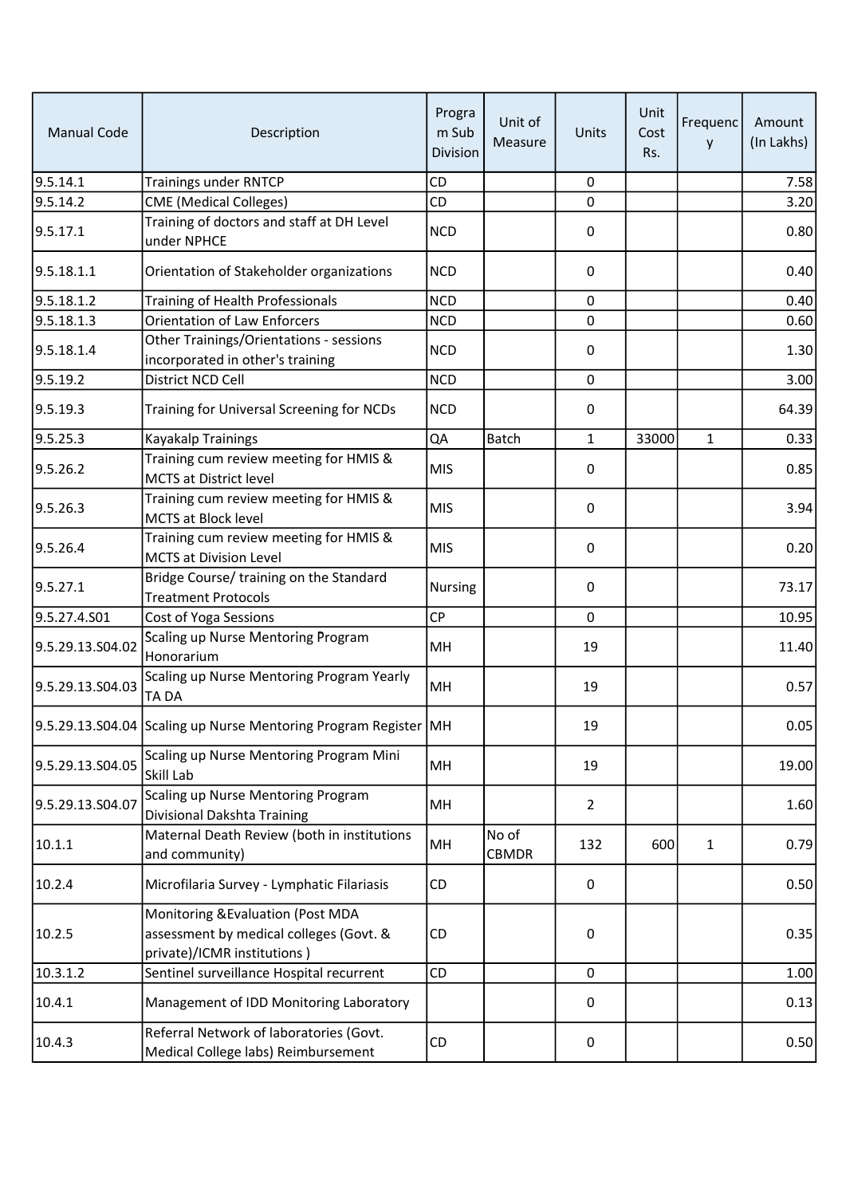| Manual Code | Description | Program Sub Division | Unit of Measure | Units | Unit Cost Rs. | Frequency | Amount (In Lakhs) |
|---|---|---|---|---|---|---|---|
| 9.5.14.1 | Trainings under RNTCP | CD | | 0 | | | 7.58 |
| 9.5.14.2 | CME (Medical Colleges) | CD | | 0 | | | 3.20 |
| 9.5.17.1 | Training of doctors and staff at DH Level under NPHCE | NCD | | 0 | | | 0.80 |
| 9.5.18.1.1 | Orientation of Stakeholder organizations | NCD | | 0 | | | 0.40 |
| 9.5.18.1.2 | Training of Health Professionals | NCD | | 0 | | | 0.40 |
| 9.5.18.1.3 | Orientation of Law Enforcers | NCD | | 0 | | | 0.60 |
| 9.5.18.1.4 | Other Trainings/Orientations - sessions incorporated in other's training | NCD | | 0 | | | 1.30 |
| 9.5.19.2 | District NCD Cell | NCD | | 0 | | | 3.00 |
| 9.5.19.3 | Training for Universal Screening for NCDs | NCD | | 0 | | | 64.39 |
| 9.5.25.3 | Kayakalp Trainings | QA | Batch | 1 | 33000 | 1 | 0.33 |
| 9.5.26.2 | Training cum review meeting for HMIS & MCTS at District level | MIS | | 0 | | | 0.85 |
| 9.5.26.3 | Training cum review meeting for HMIS & MCTS at Block level | MIS | | 0 | | | 3.94 |
| 9.5.26.4 | Training cum review meeting for HMIS & MCTS at Division Level | MIS | | 0 | | | 0.20 |
| 9.5.27.1 | Bridge Course/ training on the Standard Treatment Protocols | Nursing | | 0 | | | 73.17 |
| 9.5.27.4.S01 | Cost of Yoga Sessions | CP | | 0 | | | 10.95 |
| 9.5.29.13.S04.02 | Scaling up Nurse Mentoring Program Honorarium | MH | | 19 | | | 11.40 |
| 9.5.29.13.S04.03 | Scaling up Nurse Mentoring Program Yearly TA DA | MH | | 19 | | | 0.57 |
| 9.5.29.13.S04.04 | Scaling up Nurse Mentoring Program Register | MH | | 19 | | | 0.05 |
| 9.5.29.13.S04.05 | Scaling up Nurse Mentoring Program Mini Skill Lab | MH | | 19 | | | 19.00 |
| 9.5.29.13.S04.07 | Scaling up Nurse Mentoring Program Divisional Dakshta Training | MH | | 2 | | | 1.60 |
| 10.1.1 | Maternal Death Review (both in institutions and community) | MH | No of CBMDR | 132 | 600 | 1 | 0.79 |
| 10.2.4 | Microfilaria Survey - Lymphatic Filariasis | CD | | 0 | | | 0.50 |
| 10.2.5 | Monitoring &Evaluation (Post MDA assessment by medical colleges (Govt. & private)/ICMR institutions ) | CD | | 0 | | | 0.35 |
| 10.3.1.2 | Sentinel surveillance Hospital recurrent | CD | | 0 | | | 1.00 |
| 10.4.1 | Management of IDD Monitoring Laboratory | | | 0 | | | 0.13 |
| 10.4.3 | Referral Network of laboratories (Govt. Medical College labs) Reimbursement | CD | | 0 | | | 0.50 |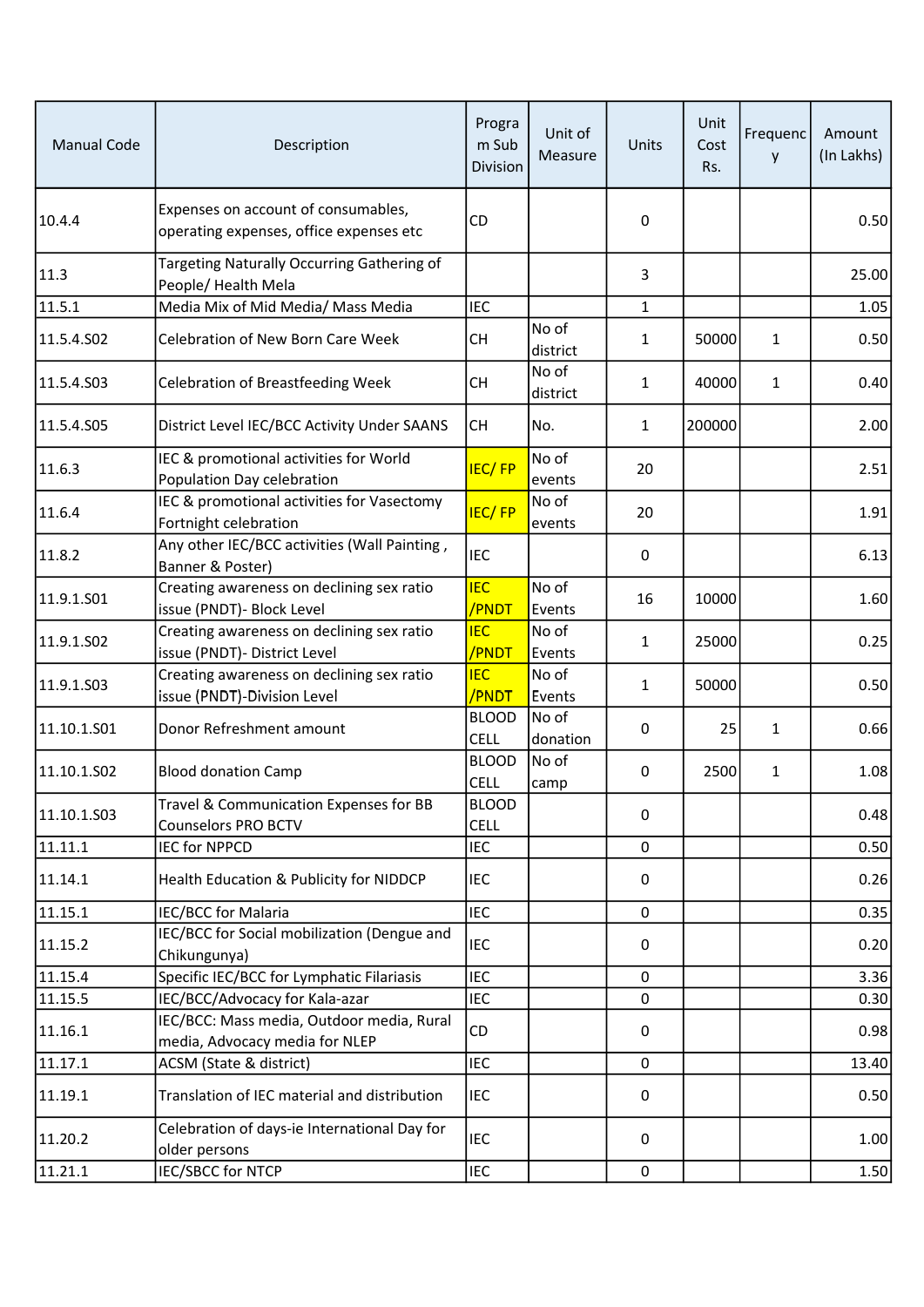| Manual Code | Description | Program Sub Division | Unit of Measure | Units | Unit Cost Rs. | Frequency | Amount (In Lakhs) |
|---|---|---|---|---|---|---|---|
| 10.4.4 | Expenses on account of consumables, operating expenses, office expenses etc | CD | | 0 | | | 0.50 |
| 11.3 | Targeting Naturally Occurring Gathering of People/ Health Mela | | | 3 | | | 25.00 |
| 11.5.1 | Media Mix of Mid Media/ Mass Media | IEC | | 1 | | | 1.05 |
| 11.5.4.S02 | Celebration of New Born Care Week | CH | No of district | 1 | 50000 | 1 | 0.50 |
| 11.5.4.S03 | Celebration of Breastfeeding Week | CH | No of district | 1 | 40000 | 1 | 0.40 |
| 11.5.4.S05 | District Level IEC/BCC Activity Under SAANS | CH | No. | 1 | 200000 | | 2.00 |
| 11.6.3 | IEC & promotional activities for World Population Day celebration | IEC/ FP | No of events | 20 | | | 2.51 |
| 11.6.4 | IEC & promotional activities for Vasectomy Fortnight celebration | IEC/ FP | No of events | 20 | | | 1.91 |
| 11.8.2 | Any other IEC/BCC activities (Wall Painting , Banner & Poster) | IEC | | 0 | | | 6.13 |
| 11.9.1.S01 | Creating awareness on declining sex ratio issue (PNDT)- Block Level | IEC /PNDT | No of Events | 16 | 10000 | | 1.60 |
| 11.9.1.S02 | Creating awareness on declining sex ratio issue (PNDT)- District Level | IEC /PNDT | No of Events | 1 | 25000 | | 0.25 |
| 11.9.1.S03 | Creating awareness on declining sex ratio issue (PNDT)-Division Level | IEC /PNDT | No of Events | 1 | 50000 | | 0.50 |
| 11.10.1.S01 | Donor Refreshment amount | BLOOD CELL | No of donation | 0 | 25 | 1 | 0.66 |
| 11.10.1.S02 | Blood donation Camp | BLOOD CELL | No of camp | 0 | 2500 | 1 | 1.08 |
| 11.10.1.S03 | Travel & Communication Expenses for BB Counselors PRO BCTV | BLOOD CELL | | 0 | | | 0.48 |
| 11.11.1 | IEC for NPPCD | IEC | | 0 | | | 0.50 |
| 11.14.1 | Health Education & Publicity for NIDDCP | IEC | | 0 | | | 0.26 |
| 11.15.1 | IEC/BCC for Malaria | IEC | | 0 | | | 0.35 |
| 11.15.2 | IEC/BCC for Social mobilization (Dengue and Chikungunya) | IEC | | 0 | | | 0.20 |
| 11.15.4 | Specific IEC/BCC for Lymphatic Filariasis | IEC | | 0 | | | 3.36 |
| 11.15.5 | IEC/BCC/Advocacy for Kala-azar | IEC | | 0 | | | 0.30 |
| 11.16.1 | IEC/BCC: Mass media, Outdoor media, Rural media, Advocacy media for NLEP | CD | | 0 | | | 0.98 |
| 11.17.1 | ACSM (State & district) | IEC | | 0 | | | 13.40 |
| 11.19.1 | Translation of IEC material and distribution | IEC | | 0 | | | 0.50 |
| 11.20.2 | Celebration of days-ie International Day for older persons | IEC | | 0 | | | 1.00 |
| 11.21.1 | IEC/SBCC for NTCP | IEC | | 0 | | | 1.50 |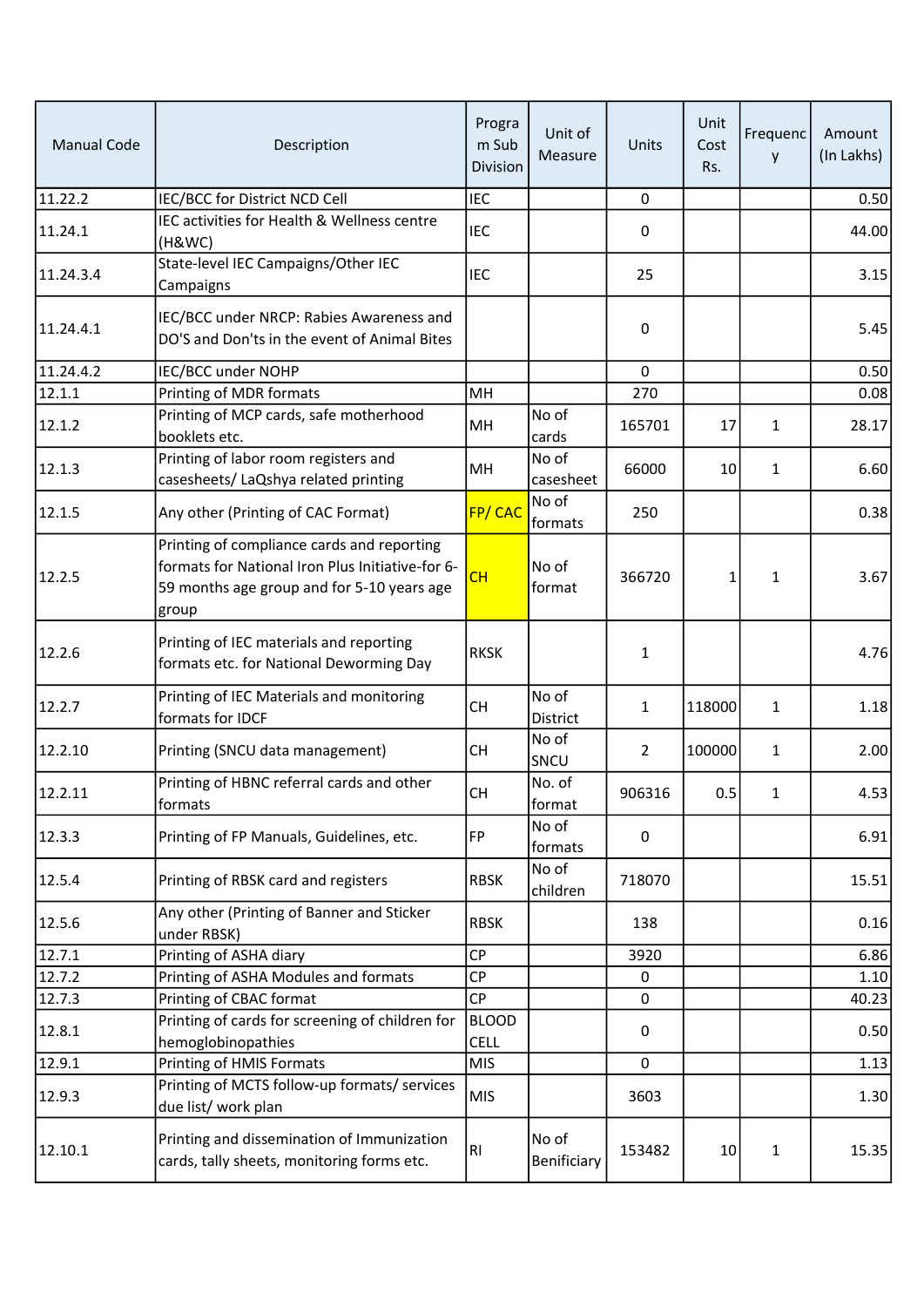| Manual Code | Description | Program Sub Division | Unit of Measure | Units | Unit Cost Rs. | Frequency | Amount (In Lakhs) |
|---|---|---|---|---|---|---|---|
| 11.22.2 | IEC/BCC for District NCD Cell | IEC | | 0 | | | 0.50 |
| 11.24.1 | IEC activities for Health & Wellness centre (H&WC) | IEC | | 0 | | | 44.00 |
| 11.24.3.4 | State-level IEC Campaigns/Other IEC Campaigns | IEC | | 25 | | | 3.15 |
| 11.24.4.1 | IEC/BCC under NRCP: Rabies Awareness and DO'S and Don'ts in the event of Animal Bites | | | 0 | | | 5.45 |
| 11.24.4.2 | IEC/BCC under NOHP | | | 0 | | | 0.50 |
| 12.1.1 | Printing of MDR formats | MH | | 270 | | | 0.08 |
| 12.1.2 | Printing of MCP cards, safe motherhood booklets etc. | MH | No of cards | 165701 | 17 | 1 | 28.17 |
| 12.1.3 | Printing of labor room registers and casesheets/ LaQshya related printing | MH | No of casesheet | 66000 | 10 | 1 | 6.60 |
| 12.1.5 | Any other (Printing of CAC Format) | FP/ CAC | No of formats | 250 | | | 0.38 |
| 12.2.5 | Printing of compliance cards and reporting formats for National Iron Plus Initiative-for 6-59 months age group and for 5-10 years age group | CH | No of format | 366720 | 1 | 1 | 3.67 |
| 12.2.6 | Printing of IEC materials and reporting formats etc. for National Deworming Day | RKSK | | 1 | | | 4.76 |
| 12.2.7 | Printing of IEC Materials and monitoring formats for IDCF | CH | No of District | 1 | 118000 | 1 | 1.18 |
| 12.2.10 | Printing (SNCU data management) | CH | No of SNCU | 2 | 100000 | 1 | 2.00 |
| 12.2.11 | Printing of HBNC referral cards and other formats | CH | No. of format | 906316 | 0.5 | 1 | 4.53 |
| 12.3.3 | Printing of FP Manuals, Guidelines, etc. | FP | No of formats | 0 | | | 6.91 |
| 12.5.4 | Printing of RBSK card and registers | RBSK | No of children | 718070 | | | 15.51 |
| 12.5.6 | Any other (Printing of Banner and Sticker under RBSK) | RBSK | | 138 | | | 0.16 |
| 12.7.1 | Printing of ASHA diary | CP | | 3920 | | | 6.86 |
| 12.7.2 | Printing of ASHA Modules and formats | CP | | 0 | | | 1.10 |
| 12.7.3 | Printing of CBAC format | CP | | 0 | | | 40.23 |
| 12.8.1 | Printing of cards for screening of children for hemoglobinopathies | BLOOD CELL | | 0 | | | 0.50 |
| 12.9.1 | Printing of HMIS Formats | MIS | | 0 | | | 1.13 |
| 12.9.3 | Printing of MCTS follow-up formats/ services due list/ work plan | MIS | | 3603 | | | 1.30 |
| 12.10.1 | Printing and dissemination of Immunization cards, tally sheets, monitoring forms etc. | RI | No of Benificiary | 153482 | 10 | 1 | 15.35 |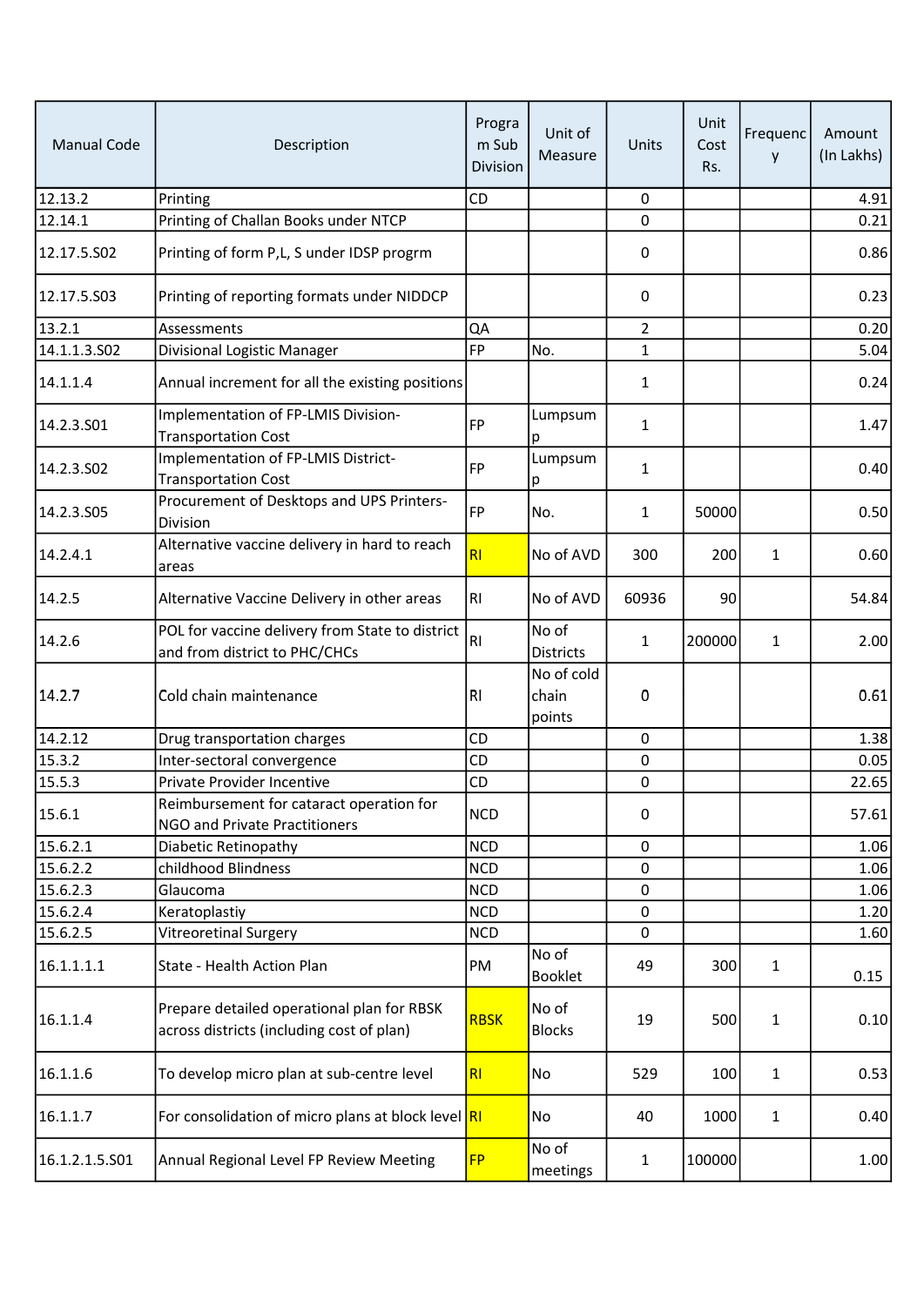| Manual Code | Description | Program Sub Division | Unit of Measure | Units | Unit Cost Rs. | Frequency | Amount (In Lakhs) |
|---|---|---|---|---|---|---|---|
| 12.13.2 | Printing | CD | | 0 | | | 4.91 |
| 12.14.1 | Printing of Challan Books under NTCP | | | 0 | | | 0.21 |
| 12.17.5.S02 | Printing of form P,L, S under IDSP progrm | | | 0 | | | 0.86 |
| 12.17.5.S03 | Printing of reporting formats under NIDDCP | | | 0 | | | 0.23 |
| 13.2.1 | Assessments | QA | | 2 | | | 0.20 |
| 14.1.1.3.S02 | Divisional Logistic Manager | FP | No. | 1 | | | 5.04 |
| 14.1.1.4 | Annual increment for all the existing positions | | | 1 | | | 0.24 |
| 14.2.3.S01 | Implementation of FP-LMIS Division-Transportation Cost | FP | Lumpsump | 1 | | | 1.47 |
| 14.2.3.S02 | Implementation of FP-LMIS District-Transportation Cost | FP | Lumpsump | 1 | | | 0.40 |
| 14.2.3.S05 | Procurement of Desktops and UPS Printers-Division | FP | No. | 1 | 50000 | | 0.50 |
| 14.2.4.1 | Alternative vaccine delivery in hard to reach areas | RI | No of AVD | 300 | 200 | 1 | 0.60 |
| 14.2.5 | Alternative Vaccine Delivery in other areas | RI | No of AVD | 60936 | 90 | | 54.84 |
| 14.2.6 | POL for vaccine delivery from State to district and from district to PHC/CHCs | RI | No of Districts | 1 | 200000 | 1 | 2.00 |
| 14.2.7 | Cold chain maintenance | RI | No of cold chain points | 0 | | | 0.61 |
| 14.2.12 | Drug transportation charges | CD | | 0 | | | 1.38 |
| 15.3.2 | Inter-sectoral convergence | CD | | 0 | | | 0.05 |
| 15.5.3 | Private Provider Incentive | CD | | 0 | | | 22.65 |
| 15.6.1 | Reimbursement for cataract operation for NGO and Private Practitioners | NCD | | 0 | | | 57.61 |
| 15.6.2.1 | Diabetic Retinopathy | NCD | | 0 | | | 1.06 |
| 15.6.2.2 | childhood Blindness | NCD | | 0 | | | 1.06 |
| 15.6.2.3 | Glaucoma | NCD | | 0 | | | 1.06 |
| 15.6.2.4 | Keratoplastiy | NCD | | 0 | | | 1.20 |
| 15.6.2.5 | Vitreoretinal Surgery | NCD | | 0 | | | 1.60 |
| 16.1.1.1.1 | State - Health Action Plan | PM | No of Booklet | 49 | 300 | 1 | 0.15 |
| 16.1.1.4 | Prepare detailed operational plan for RBSK across districts (including cost of plan) | RBSK | No of Blocks | 19 | 500 | 1 | 0.10 |
| 16.1.1.6 | To develop micro plan at sub-centre level | RI | No | 529 | 100 | 1 | 0.53 |
| 16.1.1.7 | For consolidation of micro plans at block level | RI | No | 40 | 1000 | 1 | 0.40 |
| 16.1.2.1.5.S01 | Annual Regional Level FP Review Meeting | FP | No of meetings | 1 | 100000 | | 1.00 |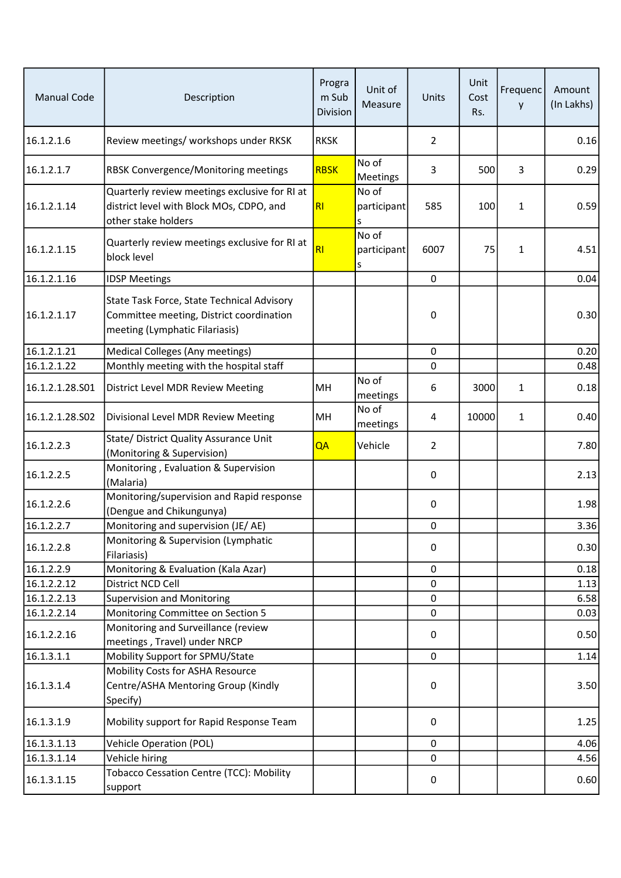| Manual Code | Description | Program Sub Division | Unit of Measure | Units | Unit Cost Rs. | Frequency | Amount (In Lakhs) |
|---|---|---|---|---|---|---|---|
| 16.1.2.1.6 | Review meetings/ workshops under RKSK | RKSK | | 2 | | | 0.16 |
| 16.1.2.1.7 | RBSK Convergence/Monitoring meetings | RBSK | No of Meetings | 3 | 500 | 3 | 0.29 |
| 16.1.2.1.14 | Quarterly review meetings exclusive for RI at district level with Block MOs, CDPO, and other stake holders | RI | No of participants | 585 | 100 | 1 | 0.59 |
| 16.1.2.1.15 | Quarterly review meetings exclusive for RI at block level | RI | No of participants | 6007 | 75 | 1 | 4.51 |
| 16.1.2.1.16 | IDSP Meetings | | | 0 | | | 0.04 |
| 16.1.2.1.17 | State Task Force, State Technical Advisory Committee meeting, District coordination meeting (Lymphatic Filariasis) | | | 0 | | | 0.30 |
| 16.1.2.1.21 | Medical Colleges (Any meetings) | | | 0 | | | 0.20 |
| 16.1.2.1.22 | Monthly meeting with the hospital staff | | | 0 | | | 0.48 |
| 16.1.2.1.28.S01 | District Level MDR Review Meeting | MH | No of meetings | 6 | 3000 | 1 | 0.18 |
| 16.1.2.1.28.S02 | Divisional Level MDR Review Meeting | MH | No of meetings | 4 | 10000 | 1 | 0.40 |
| 16.1.2.2.3 | State/ District Quality Assurance Unit (Monitoring & Supervision) | QA | Vehicle | 2 | | | 7.80 |
| 16.1.2.2.5 | Monitoring , Evaluation & Supervision (Malaria) | | | 0 | | | 2.13 |
| 16.1.2.2.6 | Monitoring/supervision and Rapid response (Dengue and Chikungunya) | | | 0 | | | 1.98 |
| 16.1.2.2.7 | Monitoring and supervision (JE/ AE) | | | 0 | | | 3.36 |
| 16.1.2.2.8 | Monitoring & Supervision (Lymphatic Filariasis) | | | 0 | | | 0.30 |
| 16.1.2.2.9 | Monitoring & Evaluation (Kala Azar) | | | 0 | | | 0.18 |
| 16.1.2.2.12 | District NCD Cell | | | 0 | | | 1.13 |
| 16.1.2.2.13 | Supervision and Monitoring | | | 0 | | | 6.58 |
| 16.1.2.2.14 | Monitoring Committee on Section 5 | | | 0 | | | 0.03 |
| 16.1.2.2.16 | Monitoring and Surveillance (review meetings , Travel) under NRCP | | | 0 | | | 0.50 |
| 16.1.3.1.1 | Mobility Support for SPMU/State | | | 0 | | | 1.14 |
| 16.1.3.1.4 | Mobility Costs for ASHA Resource Centre/ASHA Mentoring Group (Kindly Specify) | | | 0 | | | 3.50 |
| 16.1.3.1.9 | Mobility support for Rapid Response Team | | | 0 | | | 1.25 |
| 16.1.3.1.13 | Vehicle Operation (POL) | | | 0 | | | 4.06 |
| 16.1.3.1.14 | Vehicle hiring | | | 0 | | | 4.56 |
| 16.1.3.1.15 | Tobacco Cessation Centre (TCC): Mobility support | | | 0 | | | 0.60 |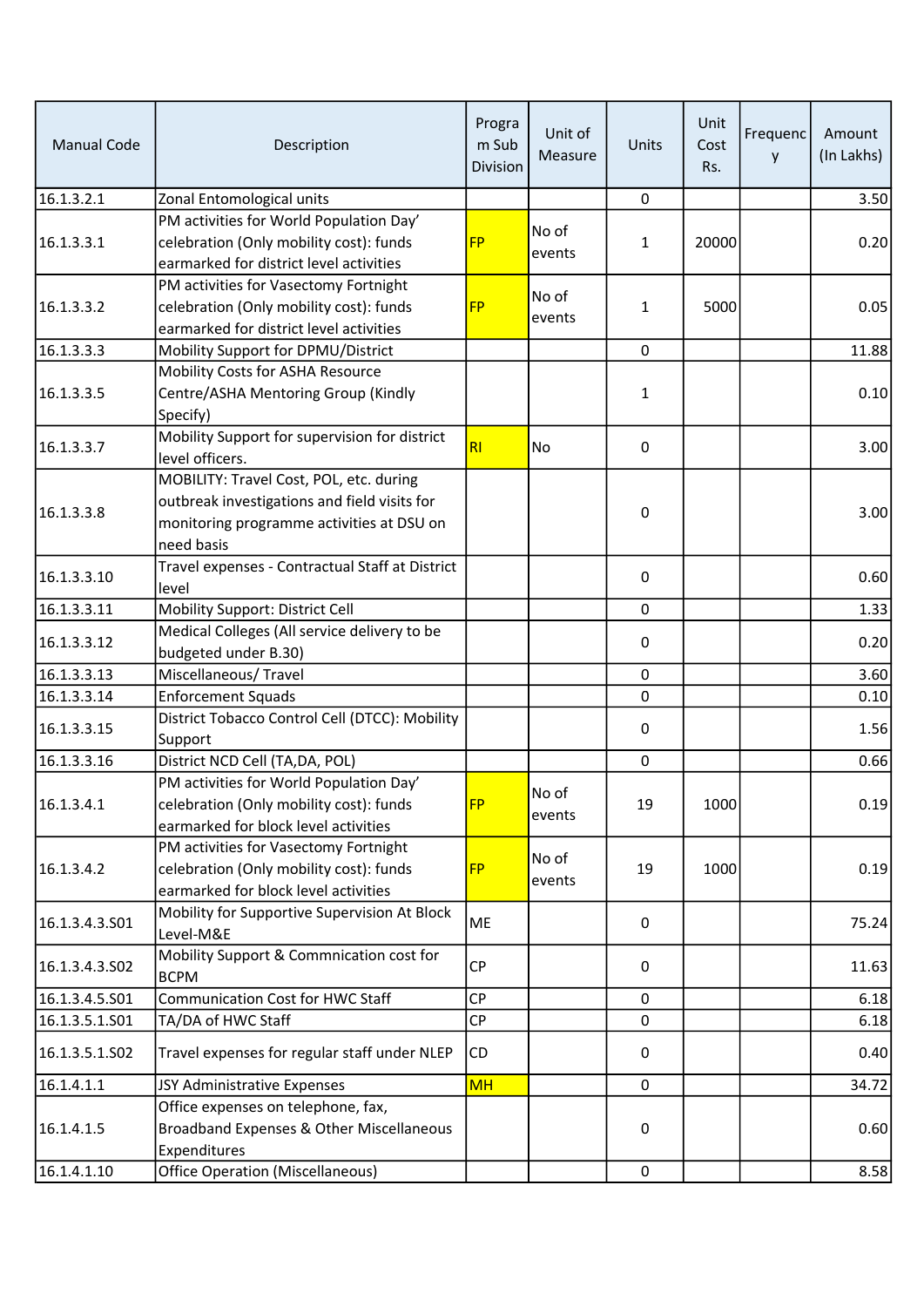| Manual Code | Description | Program Sub Division | Unit of Measure | Units | Unit Cost Rs. | Frequency | Amount (In Lakhs) |
|---|---|---|---|---|---|---|---|
| 16.1.3.2.1 | Zonal Entomological units | | | 0 | | | 3.50 |
| 16.1.3.3.1 | PM activities for World Population Day' celebration (Only mobility cost): funds earmarked for district level activities | FP | No of events | 1 | 20000 | | 0.20 |
| 16.1.3.3.2 | PM activities for Vasectomy Fortnight celebration (Only mobility cost): funds earmarked for district level activities | FP | No of events | 1 | 5000 | | 0.05 |
| 16.1.3.3.3 | Mobility Support for DPMU/District | | | 0 | | | 11.88 |
| 16.1.3.3.5 | Mobility Costs for ASHA Resource Centre/ASHA Mentoring Group (Kindly Specify) | | | 1 | | | 0.10 |
| 16.1.3.3.7 | Mobility Support for supervision for district level officers. | RI | No | 0 | | | 3.00 |
| 16.1.3.3.8 | MOBILITY: Travel Cost, POL, etc. during outbreak investigations and field visits for monitoring programme activities at DSU on need basis | | | 0 | | | 3.00 |
| 16.1.3.3.10 | Travel expenses - Contractual Staff at District level | | | 0 | | | 0.60 |
| 16.1.3.3.11 | Mobility Support: District Cell | | | 0 | | | 1.33 |
| 16.1.3.3.12 | Medical Colleges (All service delivery to be budgeted under B.30) | | | 0 | | | 0.20 |
| 16.1.3.3.13 | Miscellaneous/ Travel | | | 0 | | | 3.60 |
| 16.1.3.3.14 | Enforcement Squads | | | 0 | | | 0.10 |
| 16.1.3.3.15 | District Tobacco Control Cell (DTCC): Mobility Support | | | 0 | | | 1.56 |
| 16.1.3.3.16 | District NCD Cell (TA,DA, POL) | | | 0 | | | 0.66 |
| 16.1.3.4.1 | PM activities for World Population Day' celebration (Only mobility cost): funds earmarked for block level activities | FP | No of events | 19 | 1000 | | 0.19 |
| 16.1.3.4.2 | PM activities for Vasectomy Fortnight celebration (Only mobility cost): funds earmarked for block level activities | FP | No of events | 19 | 1000 | | 0.19 |
| 16.1.3.4.3.S01 | Mobility for Supportive Supervision At Block Level-M&E | ME | | 0 | | | 75.24 |
| 16.1.3.4.3.S02 | Mobility Support & Commnication cost for BCPM | CP | | 0 | | | 11.63 |
| 16.1.3.4.5.S01 | Communication Cost for HWC Staff | CP | | 0 | | | 6.18 |
| 16.1.3.5.1.S01 | TA/DA of HWC Staff | CP | | 0 | | | 6.18 |
| 16.1.3.5.1.S02 | Travel expenses for regular staff under NLEP | CD | | 0 | | | 0.40 |
| 16.1.4.1.1 | JSY Administrative Expenses | MH | | 0 | | | 34.72 |
| 16.1.4.1.5 | Office expenses on telephone, fax, Broadband Expenses & Other Miscellaneous Expenditures | | | 0 | | | 0.60 |
| 16.1.4.1.10 | Office Operation (Miscellaneous) | | | 0 | | | 8.58 |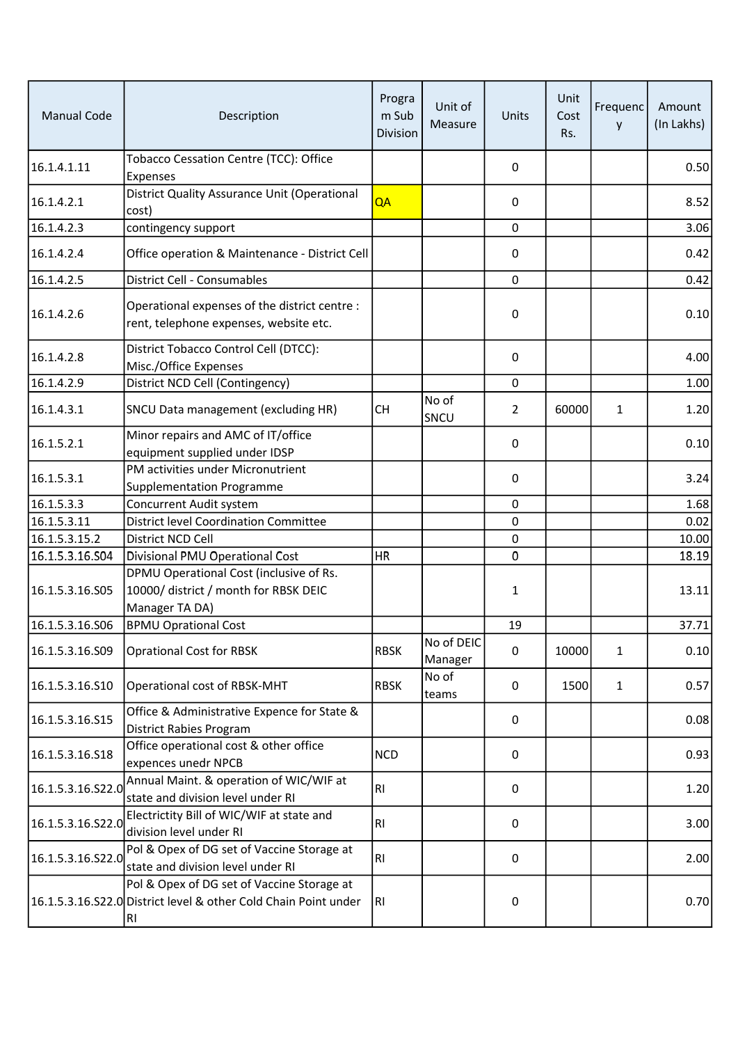| Manual Code | Description | Program Sub Division | Unit of Measure | Units | Unit Cost Rs. | Frequency | Amount (In Lakhs) |
|---|---|---|---|---|---|---|---|
| 16.1.4.1.11 | Tobacco Cessation Centre (TCC): Office Expenses | | | 0 | | | 0.50 |
| 16.1.4.2.1 | District Quality Assurance Unit (Operational cost) | QA | | 0 | | | 8.52 |
| 16.1.4.2.3 | contingency support | | | 0 | | | 3.06 |
| 16.1.4.2.4 | Office operation & Maintenance - District Cell | | | 0 | | | 0.42 |
| 16.1.4.2.5 | District Cell - Consumables | | | 0 | | | 0.42 |
| 16.1.4.2.6 | Operational expenses of the district centre : rent, telephone expenses, website etc. | | | 0 | | | 0.10 |
| 16.1.4.2.8 | District Tobacco Control Cell (DTCC): Misc./Office Expenses | | | 0 | | | 4.00 |
| 16.1.4.2.9 | District NCD Cell (Contingency) | | | 0 | | | 1.00 |
| 16.1.4.3.1 | SNCU Data management (excluding HR) | CH | No of SNCU | 2 | 60000 | 1 | 1.20 |
| 16.1.5.2.1 | Minor repairs and AMC of IT/office equipment supplied under IDSP | | | 0 | | | 0.10 |
| 16.1.5.3.1 | PM activities under Micronutrient Supplementation Programme | | | 0 | | | 3.24 |
| 16.1.5.3.3 | Concurrent Audit system | | | 0 | | | 1.68 |
| 16.1.5.3.11 | District level Coordination Committee | | | 0 | | | 0.02 |
| 16.1.5.3.15.2 | District NCD Cell | | | 0 | | | 10.00 |
| 16.1.5.3.16.S04 | Divisional PMU Operational Cost | HR | | 0 | | | 18.19 |
| 16.1.5.3.16.S05 | DPMU Operational Cost (inclusive of Rs. 10000/ district / month for RBSK DEIC Manager TA DA) | | | 1 | | | 13.11 |
| 16.1.5.3.16.S06 | BPMU Oprational Cost | | | 19 | | | 37.71 |
| 16.1.5.3.16.S09 | Oprational Cost for RBSK | RBSK | No of DEIC Manager | 0 | 10000 | 1 | 0.10 |
| 16.1.5.3.16.S10 | Operational cost of RBSK-MHT | RBSK | No of teams | 0 | 1500 | 1 | 0.57 |
| 16.1.5.3.16.S15 | Office & Administrative Expence for State & District Rabies Program | | | 0 | | | 0.08 |
| 16.1.5.3.16.S18 | Office operational cost & other office expences unedr NPCB | NCD | | 0 | | | 0.93 |
| 16.1.5.3.16.S22.0 | Annual Maint. & operation of WIC/WIF at state and division level under RI | RI | | 0 | | | 1.20 |
| 16.1.5.3.16.S22.0 | Electrictity Bill of WIC/WIF at state and division level under RI | RI | | 0 | | | 3.00 |
| 16.1.5.3.16.S22.0 | Pol & Opex of DG set of Vaccine Storage at state and division level under RI | RI | | 0 | | | 2.00 |
| 16.1.5.3.16.S22.0 | Pol & Opex of DG set of Vaccine Storage at District level & other Cold Chain Point under RI | RI | | 0 | | | 0.70 |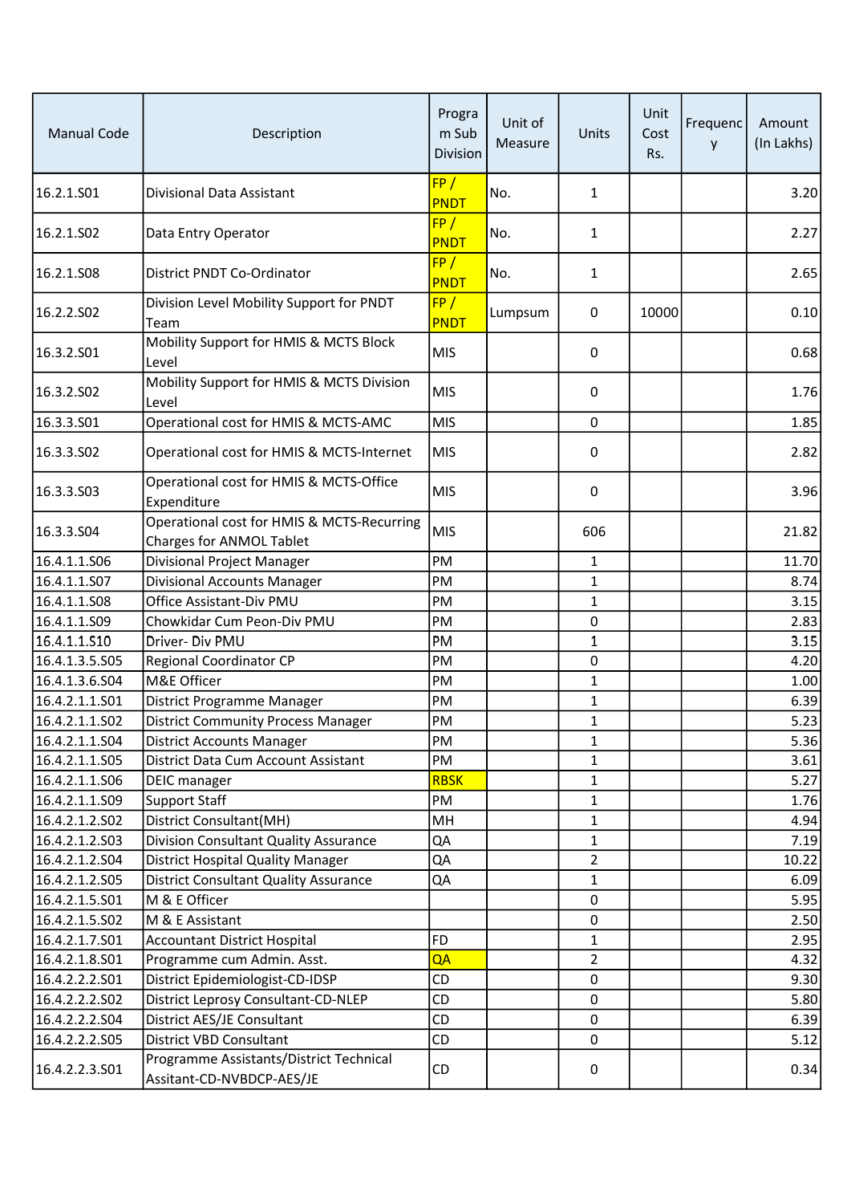| Manual Code | Description | Program Sub Division | Unit of Measure | Units | Unit Cost Rs. | Frequency | Amount (In Lakhs) |
|---|---|---|---|---|---|---|---|
| 16.2.1.S01 | Divisional Data Assistant | FP / PNDT | No. | 1 | | | 3.20 |
| 16.2.1.S02 | Data Entry Operator | FP / PNDT | No. | 1 | | | 2.27 |
| 16.2.1.S08 | District PNDT Co-Ordinator | FP / PNDT | No. | 1 | | | 2.65 |
| 16.2.2.S02 | Division Level Mobility Support for PNDT Team | FP / PNDT | Lumpsum | 0 | 10000 | | 0.10 |
| 16.3.2.S01 | Mobility Support for HMIS & MCTS Block Level | MIS | | 0 | | | 0.68 |
| 16.3.2.S02 | Mobility Support for HMIS & MCTS Division Level | MIS | | 0 | | | 1.76 |
| 16.3.3.S01 | Operational cost for HMIS & MCTS-AMC | MIS | | 0 | | | 1.85 |
| 16.3.3.S02 | Operational cost for HMIS & MCTS-Internet | MIS | | 0 | | | 2.82 |
| 16.3.3.S03 | Operational cost for HMIS & MCTS-Office Expenditure | MIS | | 0 | | | 3.96 |
| 16.3.3.S04 | Operational cost for HMIS & MCTS-Recurring Charges for ANMOL Tablet | MIS | | 606 | | | 21.82 |
| 16.4.1.1.S06 | Divisional Project Manager | PM | | 1 | | | 11.70 |
| 16.4.1.1.S07 | Divisional Accounts Manager | PM | | 1 | | | 8.74 |
| 16.4.1.1.S08 | Office Assistant-Div PMU | PM | | 1 | | | 3.15 |
| 16.4.1.1.S09 | Chowkidar Cum Peon-Div PMU | PM | | 0 | | | 2.83 |
| 16.4.1.1.S10 | Driver- Div PMU | PM | | 1 | | | 3.15 |
| 16.4.1.3.5.S05 | Regional Coordinator CP | PM | | 0 | | | 4.20 |
| 16.4.1.3.6.S04 | M&E Officer | PM | | 1 | | | 1.00 |
| 16.4.2.1.1.S01 | District Programme Manager | PM | | 1 | | | 6.39 |
| 16.4.2.1.1.S02 | District Community Process Manager | PM | | 1 | | | 5.23 |
| 16.4.2.1.1.S04 | District Accounts Manager | PM | | 1 | | | 5.36 |
| 16.4.2.1.1.S05 | District Data Cum Account Assistant | PM | | 1 | | | 3.61 |
| 16.4.2.1.1.S06 | DEIC manager | RBSK | | 1 | | | 5.27 |
| 16.4.2.1.1.S09 | Support Staff | PM | | 1 | | | 1.76 |
| 16.4.2.1.2.S02 | District Consultant(MH) | MH | | 1 | | | 4.94 |
| 16.4.2.1.2.S03 | Division Consultant Quality Assurance | QA | | 1 | | | 7.19 |
| 16.4.2.1.2.S04 | District Hospital Quality Manager | QA | | 2 | | | 10.22 |
| 16.4.2.1.2.S05 | District Consultant Quality Assurance | QA | | 1 | | | 6.09 |
| 16.4.2.1.5.S01 | M & E Officer | | | 0 | | | 5.95 |
| 16.4.2.1.5.S02 | M & E Assistant | | | 0 | | | 2.50 |
| 16.4.2.1.7.S01 | Accountant District Hospital | FD | | 1 | | | 2.95 |
| 16.4.2.1.8.S01 | Programme cum Admin. Asst. | QA | | 2 | | | 4.32 |
| 16.4.2.2.2.S01 | District Epidemiologist-CD-IDSP | CD | | 0 | | | 9.30 |
| 16.4.2.2.2.S02 | District Leprosy Consultant-CD-NLEP | CD | | 0 | | | 5.80 |
| 16.4.2.2.2.S04 | District AES/JE Consultant | CD | | 0 | | | 6.39 |
| 16.4.2.2.2.S05 | District VBD Consultant | CD | | 0 | | | 5.12 |
| 16.4.2.2.3.S01 | Programme Assistants/District Technical Assitant-CD-NVBDCP-AES/JE | CD | | 0 | | | 0.34 |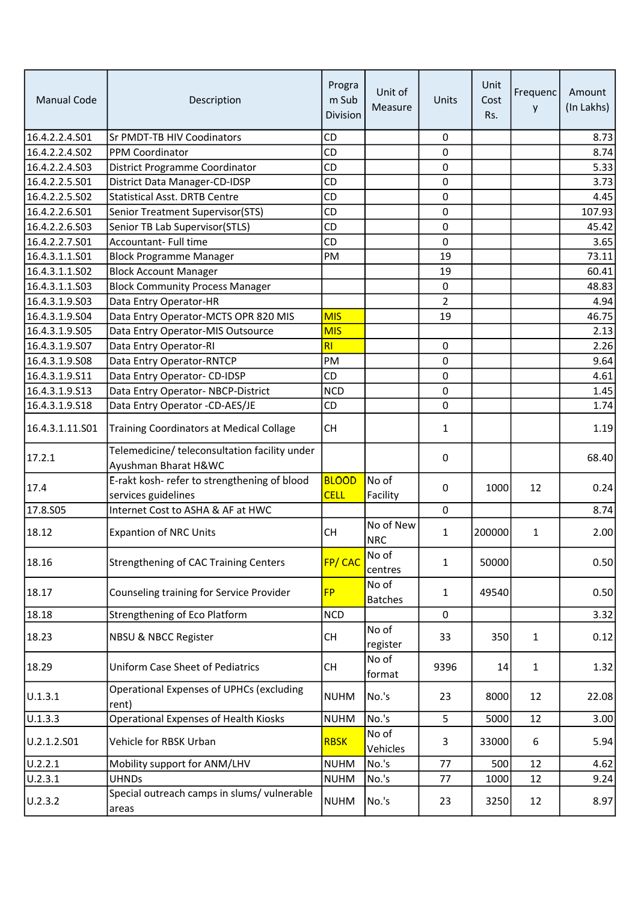| Manual Code | Description | Program Sub Division | Unit of Measure | Units | Unit Cost Rs. | Frequency | Amount (In Lakhs) |
|---|---|---|---|---|---|---|---|
| 16.4.2.2.4.S01 | Sr PMDT-TB HIV Coodinators | CD | | 0 | | | 8.73 |
| 16.4.2.2.4.S02 | PPM Coordinator | CD | | 0 | | | 8.74 |
| 16.4.2.2.4.S03 | District Programme Coordinator | CD | | 0 | | | 5.33 |
| 16.4.2.2.5.S01 | District Data Manager-CD-IDSP | CD | | 0 | | | 3.73 |
| 16.4.2.2.5.S02 | Statistical Asst. DRTB Centre | CD | | 0 | | | 4.45 |
| 16.4.2.2.6.S01 | Senior Treatment Supervisor(STS) | CD | | 0 | | | 107.93 |
| 16.4.2.2.6.S03 | Senior TB Lab Supervisor(STLS) | CD | | 0 | | | 45.42 |
| 16.4.2.2.7.S01 | Accountant- Full time | CD | | 0 | | | 3.65 |
| 16.4.3.1.1.S01 | Block Programme Manager | PM | | 19 | | | 73.11 |
| 16.4.3.1.1.S02 | Block Account Manager | | | 19 | | | 60.41 |
| 16.4.3.1.1.S03 | Block Community Process Manager | | | 0 | | | 48.83 |
| 16.4.3.1.9.S03 | Data Entry Operator-HR | | | 2 | | | 4.94 |
| 16.4.3.1.9.S04 | Data Entry Operator-MCTS OPR 820 MIS | MIS | | 19 | | | 46.75 |
| 16.4.3.1.9.S05 | Data Entry Operator-MIS Outsource | MIS | | | | | 2.13 |
| 16.4.3.1.9.S07 | Data Entry Operator-RI | RI | | 0 | | | 2.26 |
| 16.4.3.1.9.S08 | Data Entry Operator-RNTCP | PM | | 0 | | | 9.64 |
| 16.4.3.1.9.S11 | Data Entry Operator- CD-IDSP | CD | | 0 | | | 4.61 |
| 16.4.3.1.9.S13 | Data Entry Operator- NBCP-District | NCD | | 0 | | | 1.45 |
| 16.4.3.1.9.S18 | Data Entry Operator -CD-AES/JE | CD | | 0 | | | 1.74 |
| 16.4.3.1.11.S01 | Training Coordinators at Medical Collage | CH | | 1 | | | 1.19 |
| 17.2.1 | Telemedicine/ teleconsultation facility under Ayushman Bharat H&WC | | | 0 | | | 68.40 |
| 17.4 | E-rakt kosh- refer to strengthening of blood services guidelines | BLOOD CELL | No of Facility | 0 | 1000 | 12 | 0.24 |
| 17.8.S05 | Internet Cost to ASHA & AF at HWC | | | 0 | | | 8.74 |
| 18.12 | Expantion of NRC Units | CH | No of New NRC | 1 | 200000 | 1 | 2.00 |
| 18.16 | Strengthening of CAC Training Centers | FP/ CAC | No of centres | 1 | 50000 | | 0.50 |
| 18.17 | Counseling training for Service Provider | FP | No of Batches | 1 | 49540 | | 0.50 |
| 18.18 | Strengthening of Eco Platform | NCD | | 0 | | | 3.32 |
| 18.23 | NBSU & NBCC Register | CH | No of register | 33 | 350 | 1 | 0.12 |
| 18.29 | Uniform Case Sheet of Pediatrics | CH | No of format | 9396 | 14 | 1 | 1.32 |
| U.1.3.1 | Operational Expenses of UPHCs (excluding rent) | NUHM | No.'s | 23 | 8000 | 12 | 22.08 |
| U.1.3.3 | Operational Expenses of Health Kiosks | NUHM | No.'s | 5 | 5000 | 12 | 3.00 |
| U.2.1.2.S01 | Vehicle for RBSK Urban | RBSK | No of Vehicles | 3 | 33000 | 6 | 5.94 |
| U.2.2.1 | Mobility support for ANM/LHV | NUHM | No.'s | 77 | 500 | 12 | 4.62 |
| U.2.3.1 | UHNDs | NUHM | No.'s | 77 | 1000 | 12 | 9.24 |
| U.2.3.2 | Special outreach camps in slums/ vulnerable areas | NUHM | No.'s | 23 | 3250 | 12 | 8.97 |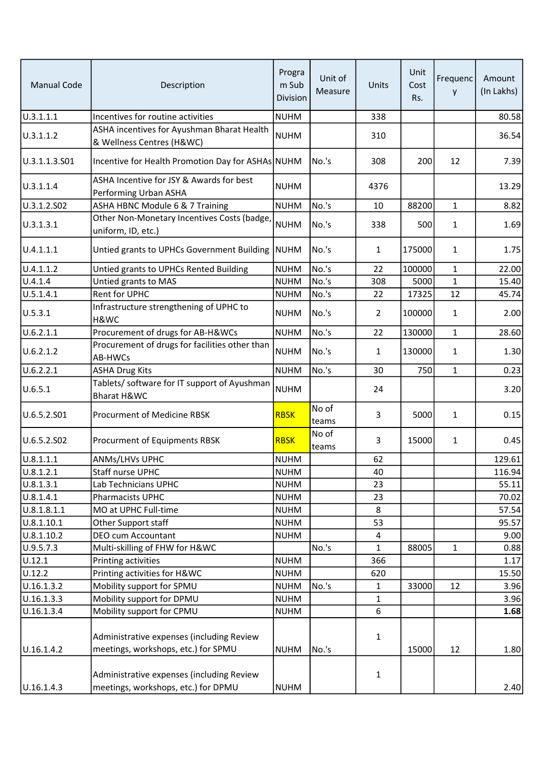| Manual Code | Description | Program Sub Division | Unit of Measure | Units | Unit Cost Rs. | Frequency | Amount (In Lakhs) |
|---|---|---|---|---|---|---|---|
| U.3.1.1.1 | Incentives for routine activities | NUHM | | 338 | | | 80.58 |
| U.3.1.1.2 | ASHA incentives for Ayushman Bharat Health & Wellness Centres (H&WC) | NUHM | | 310 | | | 36.54 |
| U.3.1.1.3.S01 | Incentive for Health Promotion Day for ASHAs | NUHM | No.'s | 308 | 200 | 12 | 7.39 |
| U.3.1.1.4 | ASHA Incentive for JSY & Awards for best Performing Urban ASHA | NUHM | | 4376 | | | 13.29 |
| U.3.1.2.S02 | ASHA HBNC Module 6 & 7 Training | NUHM | No.'s | 10 | 88200 | 1 | 8.82 |
| U.3.1.3.1 | Other Non-Monetary Incentives Costs (badge, uniform, ID, etc.) | NUHM | No.'s | 338 | 500 | 1 | 1.69 |
| U.4.1.1.1 | Untied grants to UPHCs Government Building | NUHM | No.'s | 1 | 175000 | 1 | 1.75 |
| U.4.1.1.2 | Untied grants to UPHCs Rented Building | NUHM | No.'s | 22 | 100000 | 1 | 22.00 |
| U.4.1.4 | Untied grants to MAS | NUHM | No.'s | 308 | 5000 | 1 | 15.40 |
| U.5.1.4.1 | Rent for UPHC | NUHM | No.'s | 22 | 17325 | 12 | 45.74 |
| U.5.3.1 | Infrastructure strengthening of UPHC to H&WC | NUHM | No.'s | 2 | 100000 | 1 | 2.00 |
| U.6.2.1.1 | Procurement of drugs for AB-H&WCs | NUHM | No.'s | 22 | 130000 | 1 | 28.60 |
| U.6.2.1.2 | Procurement of drugs for facilities other than AB-HWCs | NUHM | No.'s | 1 | 130000 | 1 | 1.30 |
| U.6.2.2.1 | ASHA Drug Kits | NUHM | No.'s | 30 | 750 | 1 | 0.23 |
| U.6.5.1 | Tablets/ software for IT support of Ayushman Bharat H&WC | NUHM | | 24 | | | 3.20 |
| U.6.5.2.S01 | Procurment of Medicine RBSK | RBSK | No of teams | 3 | 5000 | 1 | 0.15 |
| U.6.5.2.S02 | Procurment of Equipments RBSK | RBSK | No of teams | 3 | 15000 | 1 | 0.45 |
| U.8.1.1.1 | ANMs/LHVs UPHC | NUHM | | 62 | | | 129.61 |
| U.8.1.2.1 | Staff nurse UPHC | NUHM | | 40 | | | 116.94 |
| U.8.1.3.1 | Lab Technicians UPHC | NUHM | | 23 | | | 55.11 |
| U.8.1.4.1 | Pharmacists UPHC | NUHM | | 23 | | | 70.02 |
| U.8.1.8.1.1 | MO at UPHC Full-time | NUHM | | 8 | | | 57.54 |
| U.8.1.10.1 | Other Support staff | NUHM | | 53 | | | 95.57 |
| U.8.1.10.2 | DEO cum Accountant | NUHM | | 4 | | | 9.00 |
| U.9.5.7.3 | Multi-skilling of FHW for H&WC | | No.'s | 1 | 88005 | 1 | 0.88 |
| U.12.1 | Printing activities | NUHM | | 366 | | | 1.17 |
| U.12.2 | Printing activities for H&WC | NUHM | | 620 | | | 15.50 |
| U.16.1.3.2 | Mobility support for SPMU | NUHM | No.'s | 1 | 33000 | 12 | 3.96 |
| U.16.1.3.3 | Mobility support for DPMU | NUHM | | 1 | | | 3.96 |
| U.16.1.3.4 | Mobility support for CPMU | NUHM | | 6 | | | **1.68** |
| U.16.1.4.2 | Administrative expenses (including Review meetings, workshops, etc.) for SPMU | NUHM | No.'s | 1 | 15000 | 12 | 1.80 |
| U.16.1.4.3 | Administrative expenses (including Review meetings, workshops, etc.) for DPMU | NUHM | | 1 | | | 2.40 |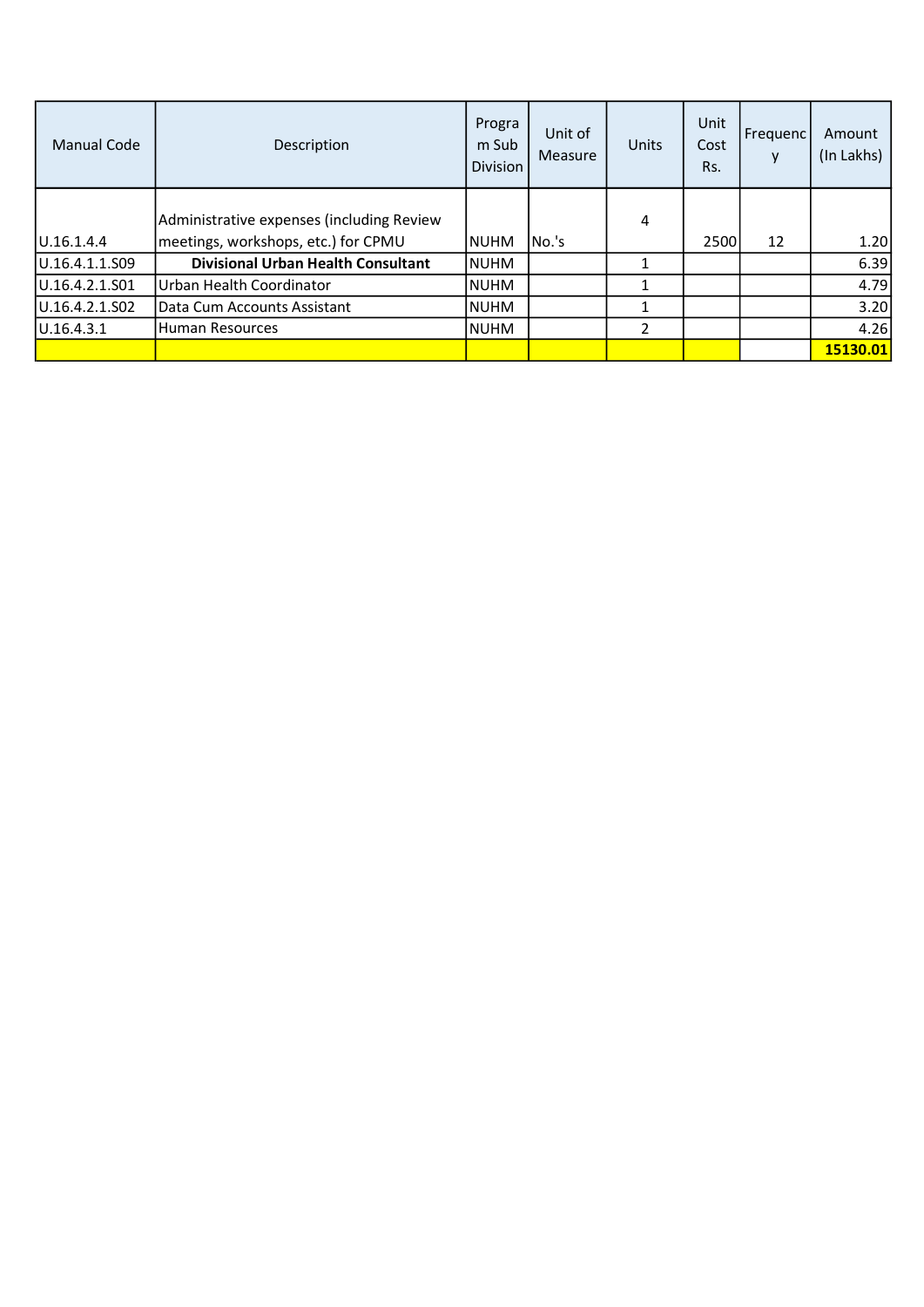| Manual Code | Description | Program Sub Division | Unit of Measure | Units | Unit Cost Rs. | Frequency | Amount (In Lakhs) |
|---|---|---|---|---|---|---|---|
| U.16.1.4.4 | Administrative expenses (including Review meetings, workshops, etc.) for CPMU | NUHM | No.'s | 4 | 2500 | 12 | 1.20 |
| U.16.4.1.1.S09 | **Divisional Urban Health Consultant** | NUHM | | 1 | | | 6.39 |
| U.16.4.2.1.S01 | Urban Health Coordinator | NUHM | | 1 | | | 4.79 |
| U.16.4.2.1.S02 | Data Cum Accounts Assistant | NUHM | | 1 | | | 3.20 |
| U.16.4.3.1 | Human Resources | NUHM | | 2 | | | 4.26 |
| | | | | | | | **15130.01** |